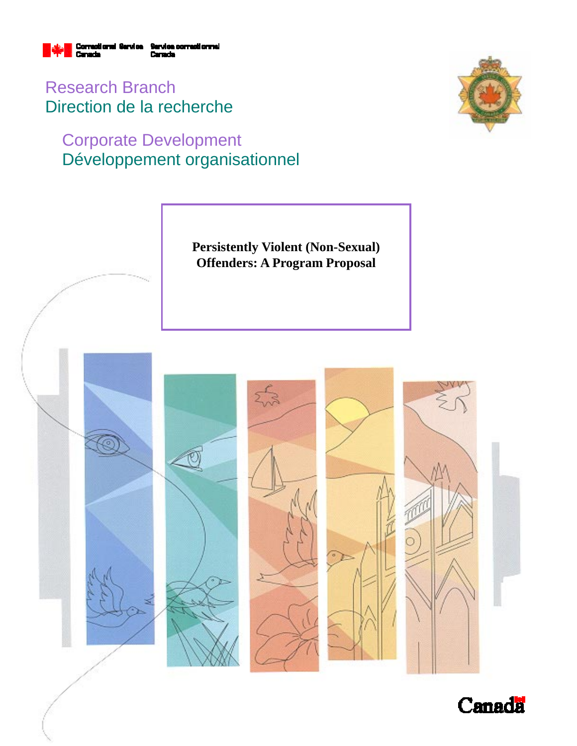Correctional Service Canada | Service correctionnel Canada

Research Branch
Direction de la recherche

Corporate Development
Développement organisationnel

# Persistently Violent (Non-Sexual) Offenders: A Program Proposal

Canada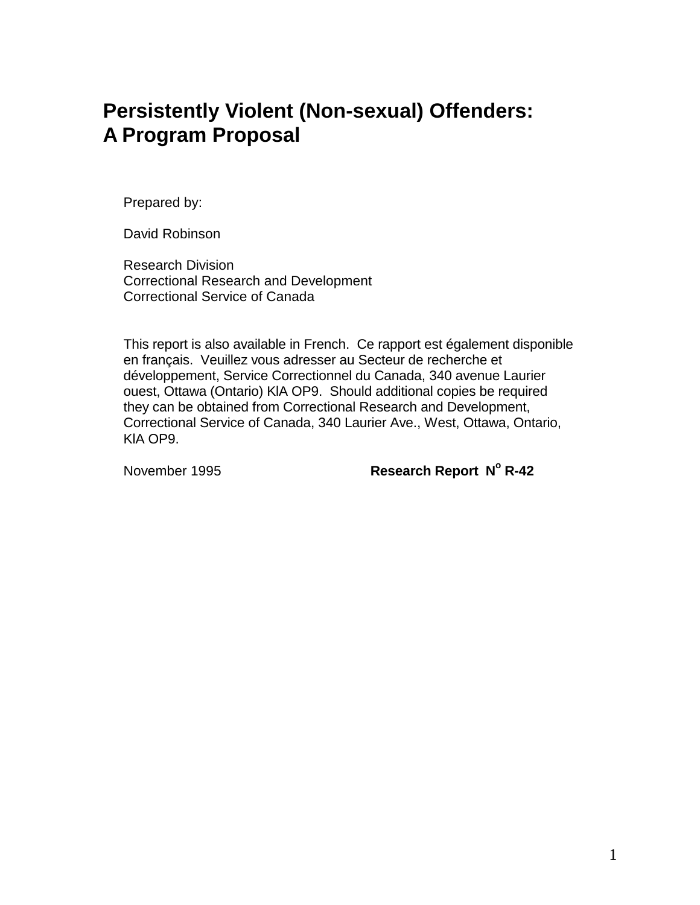# Persistently Violent (Non-sexual) Offenders: A Program Proposal

Prepared by:

David Robinson

Research Division
Correctional Research and Development
Correctional Service of Canada

This report is also available in French. Ce rapport est également disponible en français. Veuillez vous adresser au Secteur de recherche et développement, Service Correctionnel du Canada, 340 avenue Laurier ouest, Ottawa (Ontario) KlA OP9. Should additional copies be required they can be obtained from Correctional Research and Development, Correctional Service of Canada, 340 Laurier Ave., West, Ottawa, Ontario, KlA OP9.

November 1995 **Research Report N$^{o}$ R-42**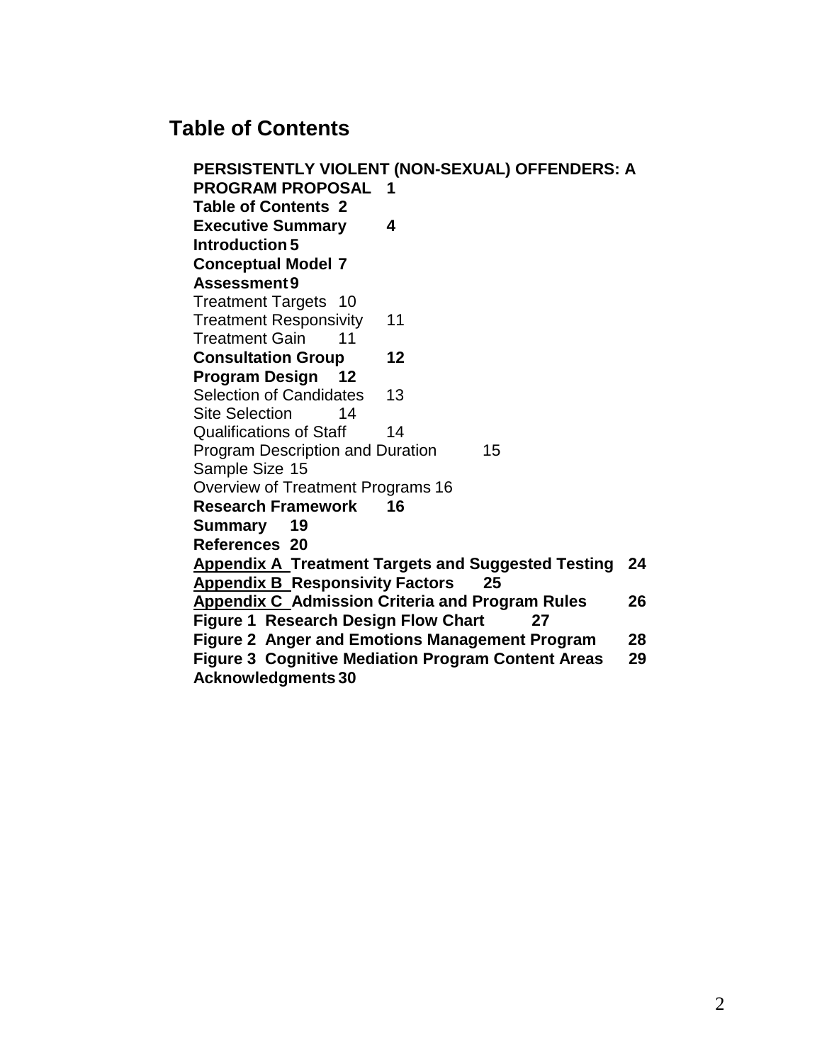# Table of Contents

**PERSISTENTLY VIOLENT (NON-SEXUAL) OFFENDERS: A PROGRAM PROPOSAL 1**
**Table of Contents 2**
**Executive Summary 4**
**Introduction 5**
**Conceptual Model 7**
**Assessment 9**
Treatment Targets 10
Treatment Responsivity 11
Treatment Gain 11
**Consultation Group 12**
**Program Design 12**
Selection of Candidates 13
Site Selection 14
Qualifications of Staff 14
Program Description and Duration 15
Sample Size 15
Overview of Treatment Programs 16
**Research Framework 16**
**Summary 19**
**References 20**
**Appendix A Treatment Targets and Suggested Testing 24**
**Appendix B Responsivity Factors 25**
**Appendix C Admission Criteria and Program Rules 26**
**Figure 1 Research Design Flow Chart 27**
**Figure 2 Anger and Emotions Management Program 28**
**Figure 3 Cognitive Mediation Program Content Areas 29**
**Acknowledgments 30**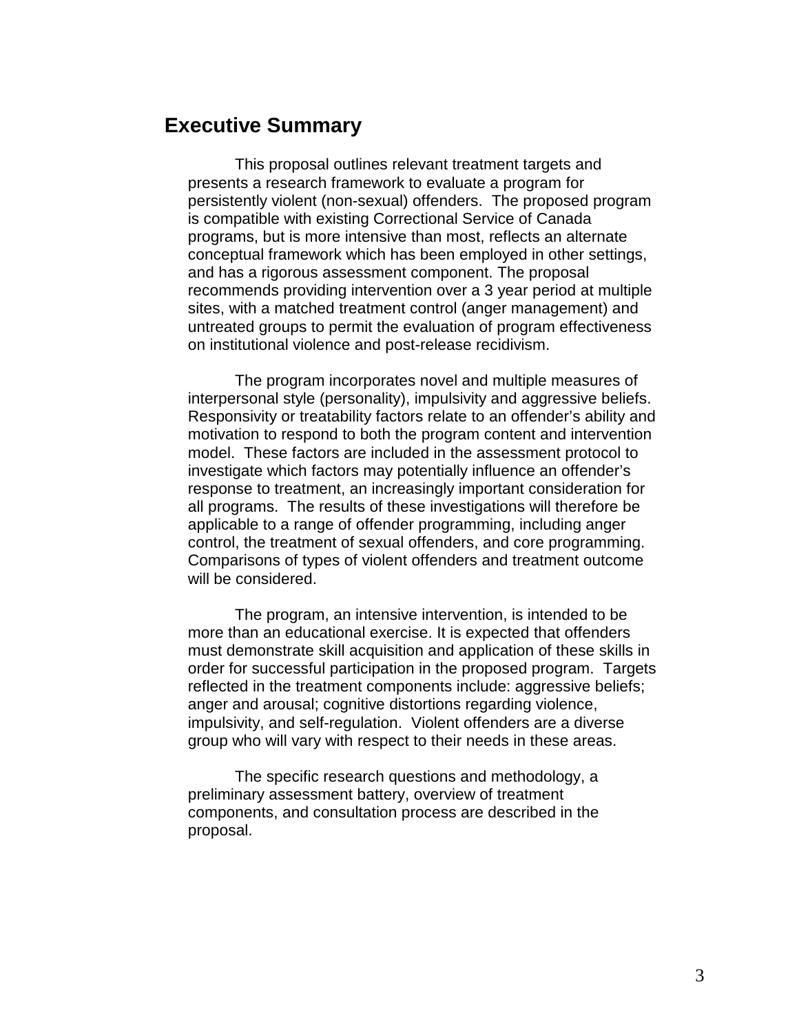## Executive Summary

This proposal outlines relevant treatment targets and presents a research framework to evaluate a program for persistently violent (non-sexual) offenders. The proposed program is compatible with existing Correctional Service of Canada programs, but is more intensive than most, reflects an alternate conceptual framework which has been employed in other settings, and has a rigorous assessment component. The proposal recommends providing intervention over a 3 year period at multiple sites, with a matched treatment control (anger management) and untreated groups to permit the evaluation of program effectiveness on institutional violence and post-release recidivism.

The program incorporates novel and multiple measures of interpersonal style (personality), impulsivity and aggressive beliefs. Responsivity or treatability factors relate to an offender's ability and motivation to respond to both the program content and intervention model. These factors are included in the assessment protocol to investigate which factors may potentially influence an offender's response to treatment, an increasingly important consideration for all programs. The results of these investigations will therefore be applicable to a range of offender programming, including anger control, the treatment of sexual offenders, and core programming. Comparisons of types of violent offenders and treatment outcome will be considered.

The program, an intensive intervention, is intended to be more than an educational exercise. It is expected that offenders must demonstrate skill acquisition and application of these skills in order for successful participation in the proposed program. Targets reflected in the treatment components include: aggressive beliefs; anger and arousal; cognitive distortions regarding violence, impulsivity, and self-regulation. Violent offenders are a diverse group who will vary with respect to their needs in these areas.

The specific research questions and methodology, a preliminary assessment battery, overview of treatment components, and consultation process are described in the proposal.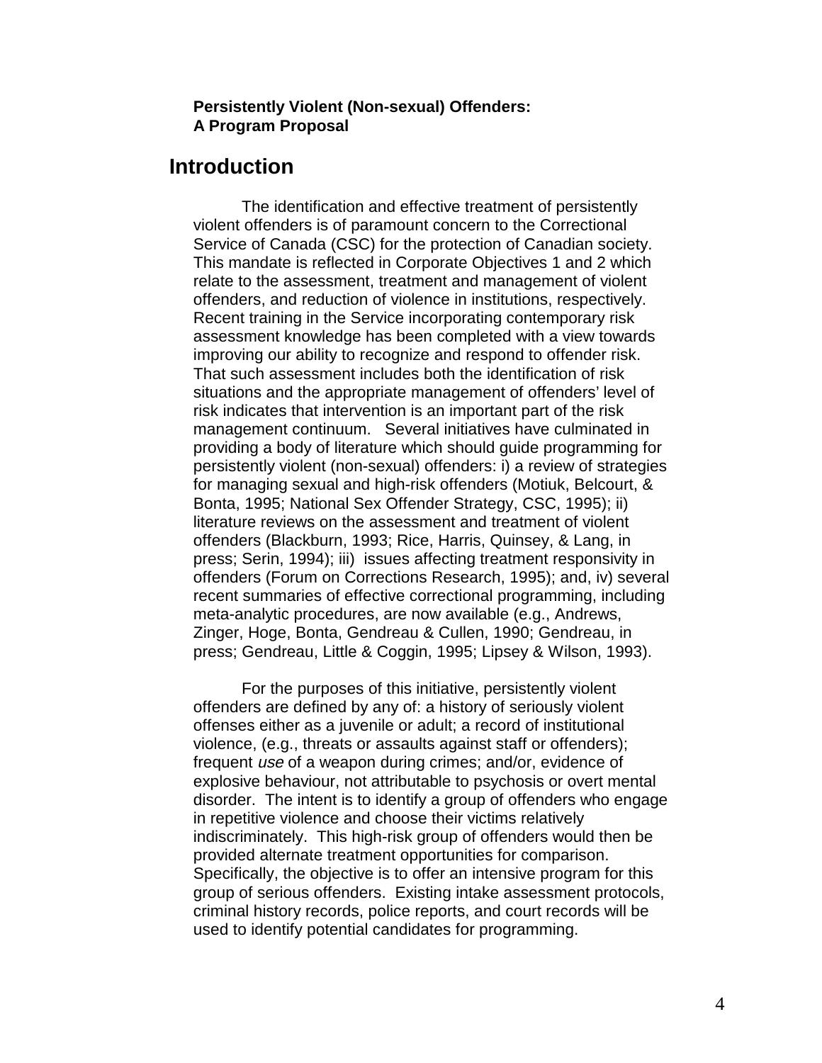**Persistently Violent (Non-sexual) Offenders:**
**A Program Proposal**

# Introduction

The identification and effective treatment of persistently violent offenders is of paramount concern to the Correctional Service of Canada (CSC) for the protection of Canadian society. This mandate is reflected in Corporate Objectives 1 and 2 which relate to the assessment, treatment and management of violent offenders, and reduction of violence in institutions, respectively. Recent training in the Service incorporating contemporary risk assessment knowledge has been completed with a view towards improving our ability to recognize and respond to offender risk. That such assessment includes both the identification of risk situations and the appropriate management of offenders' level of risk indicates that intervention is an important part of the risk management continuum. Several initiatives have culminated in providing a body of literature which should guide programming for persistently violent (non-sexual) offenders: i) a review of strategies for managing sexual and high-risk offenders (Motiuk, Belcourt, & Bonta, 1995; National Sex Offender Strategy, CSC, 1995); ii) literature reviews on the assessment and treatment of violent offenders (Blackburn, 1993; Rice, Harris, Quinsey, & Lang, in press; Serin, 1994); iii) issues affecting treatment responsivity in offenders (Forum on Corrections Research, 1995); and, iv) several recent summaries of effective correctional programming, including meta-analytic procedures, are now available (e.g., Andrews, Zinger, Hoge, Bonta, Gendreau & Cullen, 1990; Gendreau, in press; Gendreau, Little & Coggin, 1995; Lipsey & Wilson, 1993).

For the purposes of this initiative, persistently violent offenders are defined by any of: a history of seriously violent offenses either as a juvenile or adult; a record of institutional violence, (e.g., threats or assaults against staff or offenders); frequent *use* of a weapon during crimes; and/or, evidence of explosive behaviour, not attributable to psychosis or overt mental disorder. The intent is to identify a group of offenders who engage in repetitive violence and choose their victims relatively indiscriminately. This high-risk group of offenders would then be provided alternate treatment opportunities for comparison. Specifically, the objective is to offer an intensive program for this group of serious offenders. Existing intake assessment protocols, criminal history records, police reports, and court records will be used to identify potential candidates for programming.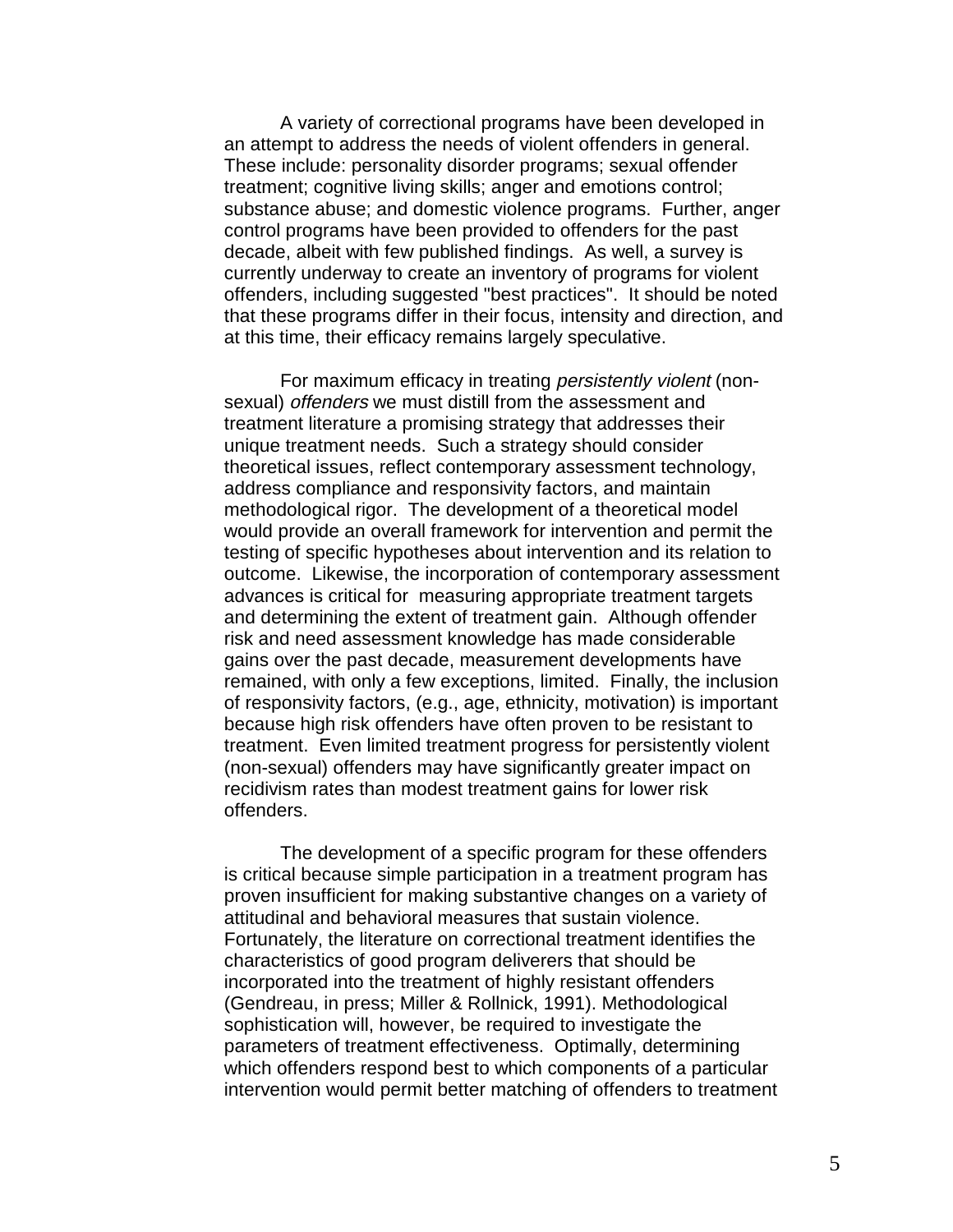A variety of correctional programs have been developed in an attempt to address the needs of violent offenders in general. These include: personality disorder programs; sexual offender treatment; cognitive living skills; anger and emotions control; substance abuse; and domestic violence programs. Further, anger control programs have been provided to offenders for the past decade, albeit with few published findings. As well, a survey is currently underway to create an inventory of programs for violent offenders, including suggested "best practices". It should be noted that these programs differ in their focus, intensity and direction, and at this time, their efficacy remains largely speculative.

For maximum efficacy in treating *persistently violent* (non-sexual) *offenders* we must distill from the assessment and treatment literature a promising strategy that addresses their unique treatment needs. Such a strategy should consider theoretical issues, reflect contemporary assessment technology, address compliance and responsivity factors, and maintain methodological rigor. The development of a theoretical model would provide an overall framework for intervention and permit the testing of specific hypotheses about intervention and its relation to outcome. Likewise, the incorporation of contemporary assessment advances is critical for measuring appropriate treatment targets and determining the extent of treatment gain. Although offender risk and need assessment knowledge has made considerable gains over the past decade, measurement developments have remained, with only a few exceptions, limited. Finally, the inclusion of responsivity factors, (e.g., age, ethnicity, motivation) is important because high risk offenders have often proven to be resistant to treatment. Even limited treatment progress for persistently violent (non-sexual) offenders may have significantly greater impact on recidivism rates than modest treatment gains for lower risk offenders.

The development of a specific program for these offenders is critical because simple participation in a treatment program has proven insufficient for making substantive changes on a variety of attitudinal and behavioral measures that sustain violence. Fortunately, the literature on correctional treatment identifies the characteristics of good program deliverers that should be incorporated into the treatment of highly resistant offenders (Gendreau, in press; Miller & Rollnick, 1991). Methodological sophistication will, however, be required to investigate the parameters of treatment effectiveness. Optimally, determining which offenders respond best to which components of a particular intervention would permit better matching of offenders to treatment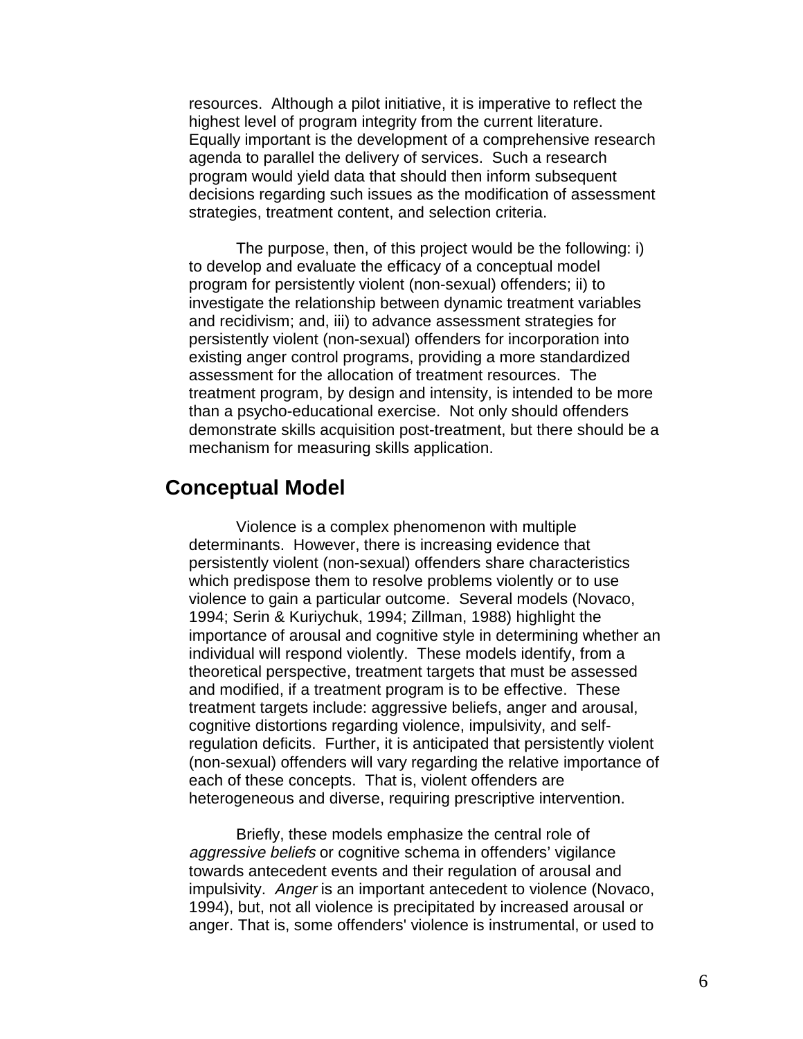resources. Although a pilot initiative, it is imperative to reflect the highest level of program integrity from the current literature. Equally important is the development of a comprehensive research agenda to parallel the delivery of services. Such a research program would yield data that should then inform subsequent decisions regarding such issues as the modification of assessment strategies, treatment content, and selection criteria.

The purpose, then, of this project would be the following: i) to develop and evaluate the efficacy of a conceptual model program for persistently violent (non-sexual) offenders; ii) to investigate the relationship between dynamic treatment variables and recidivism; and, iii) to advance assessment strategies for persistently violent (non-sexual) offenders for incorporation into existing anger control programs, providing a more standardized assessment for the allocation of treatment resources. The treatment program, by design and intensity, is intended to be more than a psycho-educational exercise. Not only should offenders demonstrate skills acquisition post-treatment, but there should be a mechanism for measuring skills application.

## Conceptual Model

Violence is a complex phenomenon with multiple determinants. However, there is increasing evidence that persistently violent (non-sexual) offenders share characteristics which predispose them to resolve problems violently or to use violence to gain a particular outcome. Several models (Novaco, 1994; Serin & Kuriychuk, 1994; Zillman, 1988) highlight the importance of arousal and cognitive style in determining whether an individual will respond violently. These models identify, from a theoretical perspective, treatment targets that must be assessed and modified, if a treatment program is to be effective. These treatment targets include: aggressive beliefs, anger and arousal, cognitive distortions regarding violence, impulsivity, and self-regulation deficits. Further, it is anticipated that persistently violent (non-sexual) offenders will vary regarding the relative importance of each of these concepts. That is, violent offenders are heterogeneous and diverse, requiring prescriptive intervention.

Briefly, these models emphasize the central role of *aggressive beliefs* or cognitive schema in offenders' vigilance towards antecedent events and their regulation of arousal and impulsivity. *Anger* is an important antecedent to violence (Novaco, 1994), but, not all violence is precipitated by increased arousal or anger. That is, some offenders' violence is instrumental, or used to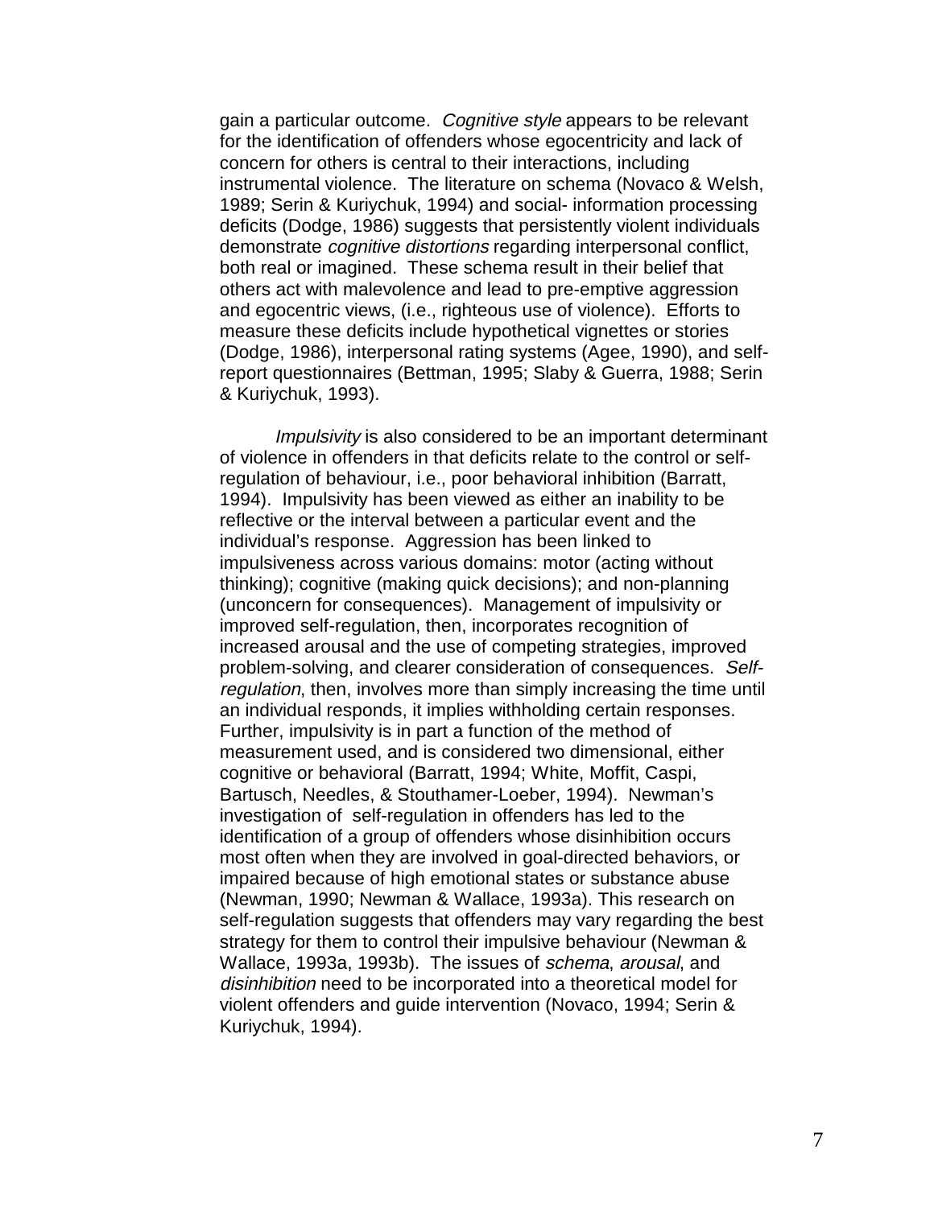gain a particular outcome. *Cognitive style* appears to be relevant for the identification of offenders whose egocentricity and lack of concern for others is central to their interactions, including instrumental violence. The literature on schema (Novaco & Welsh, 1989; Serin & Kuriychuk, 1994) and social- information processing deficits (Dodge, 1986) suggests that persistently violent individuals demonstrate *cognitive distortions* regarding interpersonal conflict, both real or imagined. These schema result in their belief that others act with malevolence and lead to pre-emptive aggression and egocentric views, (i.e., righteous use of violence). Efforts to measure these deficits include hypothetical vignettes or stories (Dodge, 1986), interpersonal rating systems (Agee, 1990), and self-report questionnaires (Bettman, 1995; Slaby & Guerra, 1988; Serin & Kuriychuk, 1993).

*Impulsivity* is also considered to be an important determinant of violence in offenders in that deficits relate to the control or self-regulation of behaviour, i.e., poor behavioral inhibition (Barratt, 1994). Impulsivity has been viewed as either an inability to be reflective or the interval between a particular event and the individual's response. Aggression has been linked to impulsiveness across various domains: motor (acting without thinking); cognitive (making quick decisions); and non-planning (unconcern for consequences). Management of impulsivity or improved self-regulation, then, incorporates recognition of increased arousal and the use of competing strategies, improved problem-solving, and clearer consideration of consequences. *Self-regulation*, then, involves more than simply increasing the time until an individual responds, it implies withholding certain responses. Further, impulsivity is in part a function of the method of measurement used, and is considered two dimensional, either cognitive or behavioral (Barratt, 1994; White, Moffit, Caspi, Bartusch, Needles, & Stouthamer-Loeber, 1994). Newman's investigation of self-regulation in offenders has led to the identification of a group of offenders whose disinhibition occurs most often when they are involved in goal-directed behaviors, or impaired because of high emotional states or substance abuse (Newman, 1990; Newman & Wallace, 1993a). This research on self-regulation suggests that offenders may vary regarding the best strategy for them to control their impulsive behaviour (Newman & Wallace, 1993a, 1993b). The issues of *schema*, *arousal*, and *disinhibition* need to be incorporated into a theoretical model for violent offenders and guide intervention (Novaco, 1994; Serin & Kuriychuk, 1994).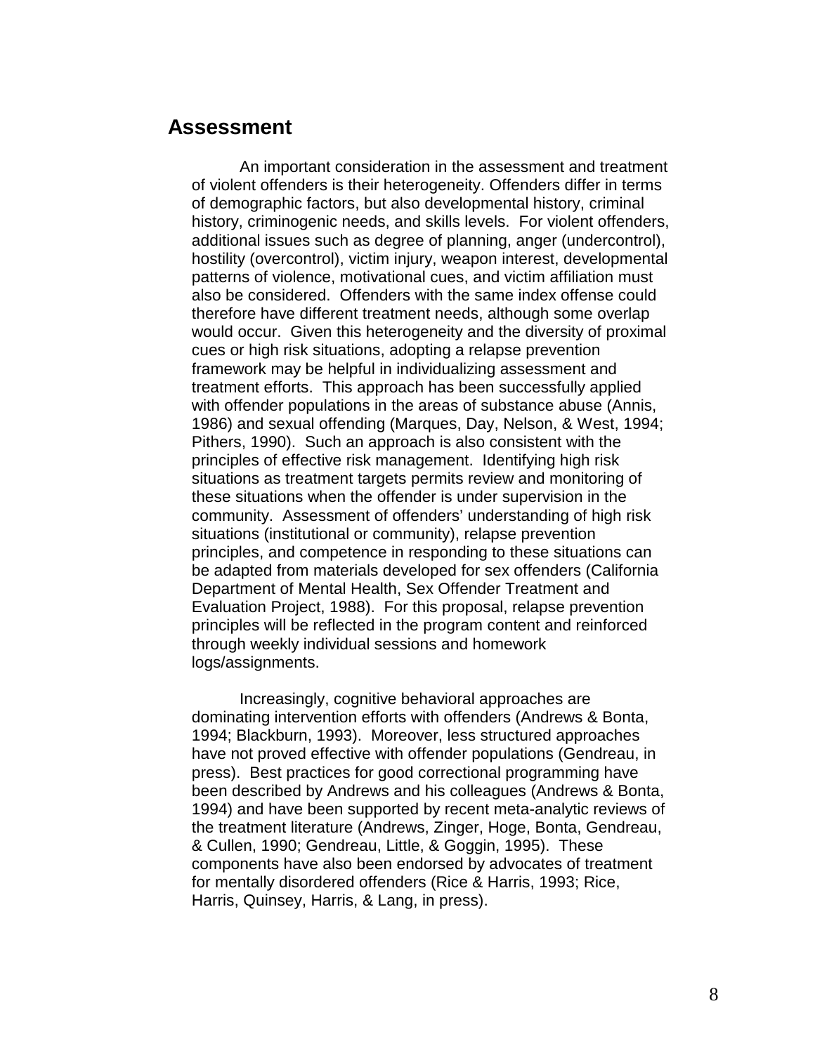## Assessment

An important consideration in the assessment and treatment of violent offenders is their heterogeneity. Offenders differ in terms of demographic factors, but also developmental history, criminal history, criminogenic needs, and skills levels. For violent offenders, additional issues such as degree of planning, anger (undercontrol), hostility (overcontrol), victim injury, weapon interest, developmental patterns of violence, motivational cues, and victim affiliation must also be considered. Offenders with the same index offense could therefore have different treatment needs, although some overlap would occur. Given this heterogeneity and the diversity of proximal cues or high risk situations, adopting a relapse prevention framework may be helpful in individualizing assessment and treatment efforts. This approach has been successfully applied with offender populations in the areas of substance abuse (Annis, 1986) and sexual offending (Marques, Day, Nelson, & West, 1994; Pithers, 1990). Such an approach is also consistent with the principles of effective risk management. Identifying high risk situations as treatment targets permits review and monitoring of these situations when the offender is under supervision in the community. Assessment of offenders' understanding of high risk situations (institutional or community), relapse prevention principles, and competence in responding to these situations can be adapted from materials developed for sex offenders (California Department of Mental Health, Sex Offender Treatment and Evaluation Project, 1988). For this proposal, relapse prevention principles will be reflected in the program content and reinforced through weekly individual sessions and homework logs/assignments.

Increasingly, cognitive behavioral approaches are dominating intervention efforts with offenders (Andrews & Bonta, 1994; Blackburn, 1993). Moreover, less structured approaches have not proved effective with offender populations (Gendreau, in press). Best practices for good correctional programming have been described by Andrews and his colleagues (Andrews & Bonta, 1994) and have been supported by recent meta-analytic reviews of the treatment literature (Andrews, Zinger, Hoge, Bonta, Gendreau, & Cullen, 1990; Gendreau, Little, & Goggin, 1995). These components have also been endorsed by advocates of treatment for mentally disordered offenders (Rice & Harris, 1993; Rice, Harris, Quinsey, Harris, & Lang, in press).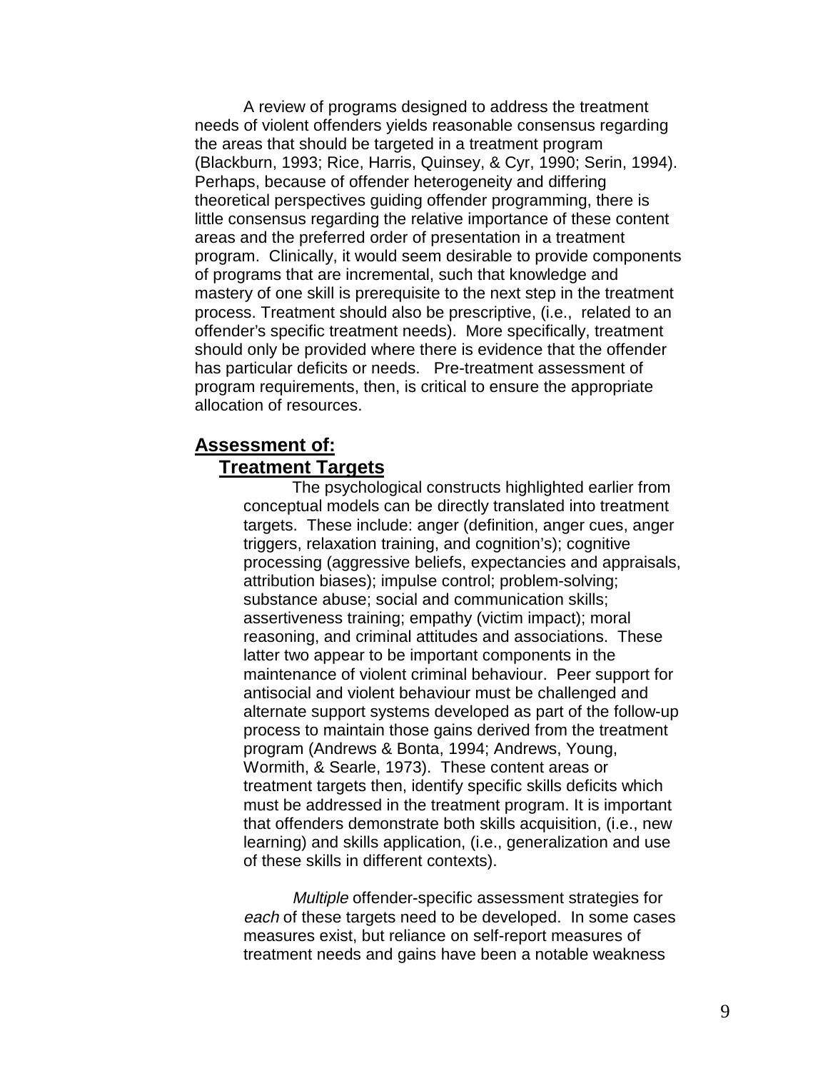A review of programs designed to address the treatment needs of violent offenders yields reasonable consensus regarding the areas that should be targeted in a treatment program (Blackburn, 1993; Rice, Harris, Quinsey, & Cyr, 1990; Serin, 1994). Perhaps, because of offender heterogeneity and differing theoretical perspectives guiding offender programming, there is little consensus regarding the relative importance of these content areas and the preferred order of presentation in a treatment program. Clinically, it would seem desirable to provide components of programs that are incremental, such that knowledge and mastery of one skill is prerequisite to the next step in the treatment process. Treatment should also be prescriptive, (i.e., related to an offender's specific treatment needs). More specifically, treatment should only be provided where there is evidence that the offender has particular deficits or needs. Pre-treatment assessment of program requirements, then, is critical to ensure the appropriate allocation of resources.

## Assessment of:

### Treatment Targets

The psychological constructs highlighted earlier from conceptual models can be directly translated into treatment targets. These include: anger (definition, anger cues, anger triggers, relaxation training, and cognition's); cognitive processing (aggressive beliefs, expectancies and appraisals, attribution biases); impulse control; problem-solving; substance abuse; social and communication skills; assertiveness training; empathy (victim impact); moral reasoning, and criminal attitudes and associations. These latter two appear to be important components in the maintenance of violent criminal behaviour. Peer support for antisocial and violent behaviour must be challenged and alternate support systems developed as part of the follow-up process to maintain those gains derived from the treatment program (Andrews & Bonta, 1994; Andrews, Young, Wormith, & Searle, 1973). These content areas or treatment targets then, identify specific skills deficits which must be addressed in the treatment program. It is important that offenders demonstrate both skills acquisition, (i.e., new learning) and skills application, (i.e., generalization and use of these skills in different contexts).

*Multiple* offender-specific assessment strategies for *each* of these targets need to be developed. In some cases measures exist, but reliance on self-report measures of treatment needs and gains have been a notable weakness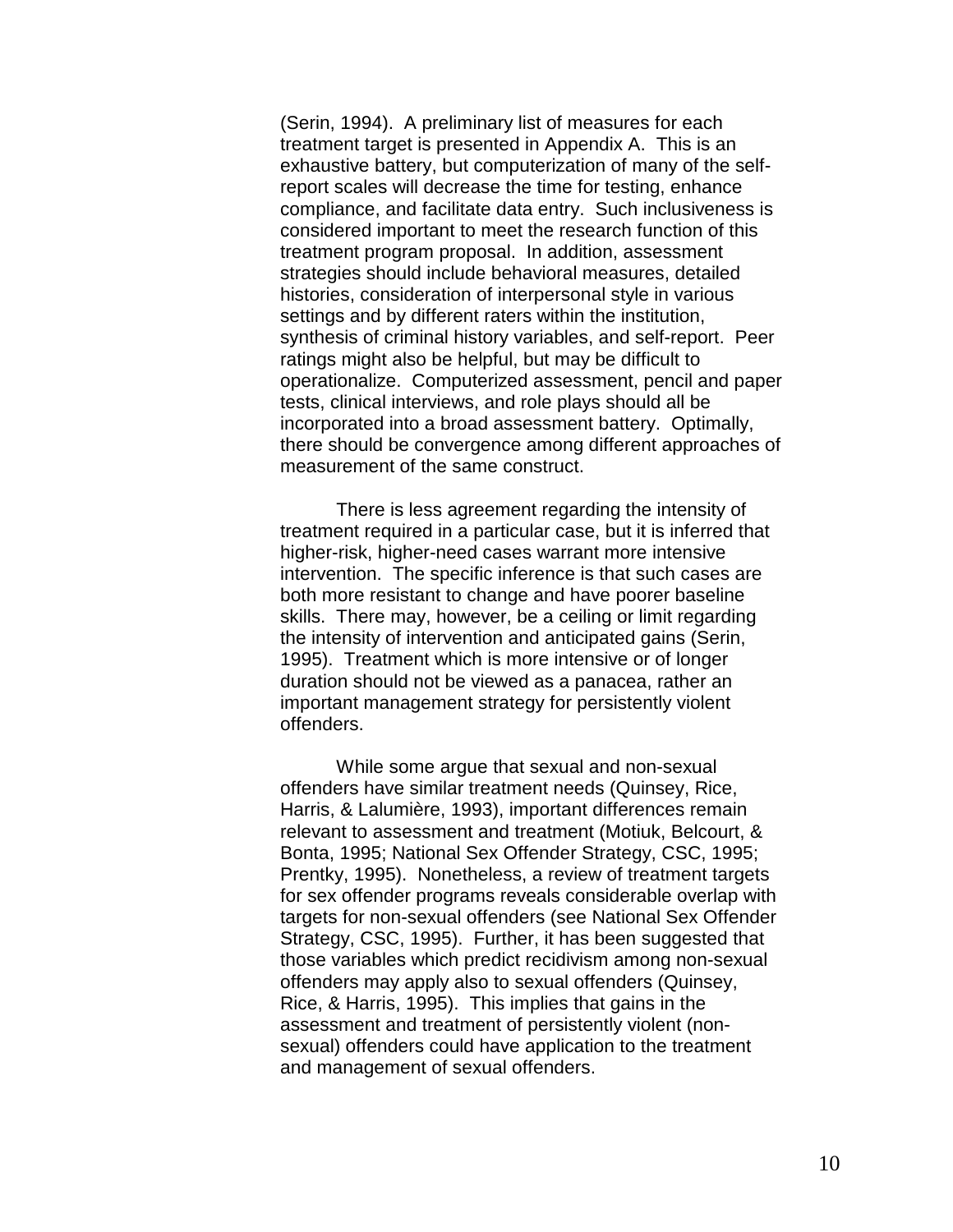(Serin, 1994). A preliminary list of measures for each treatment target is presented in Appendix A. This is an exhaustive battery, but computerization of many of the self-report scales will decrease the time for testing, enhance compliance, and facilitate data entry. Such inclusiveness is considered important to meet the research function of this treatment program proposal. In addition, assessment strategies should include behavioral measures, detailed histories, consideration of interpersonal style in various settings and by different raters within the institution, synthesis of criminal history variables, and self-report. Peer ratings might also be helpful, but may be difficult to operationalize. Computerized assessment, pencil and paper tests, clinical interviews, and role plays should all be incorporated into a broad assessment battery. Optimally, there should be convergence among different approaches of measurement of the same construct.

There is less agreement regarding the intensity of treatment required in a particular case, but it is inferred that higher-risk, higher-need cases warrant more intensive intervention. The specific inference is that such cases are both more resistant to change and have poorer baseline skills. There may, however, be a ceiling or limit regarding the intensity of intervention and anticipated gains (Serin, 1995). Treatment which is more intensive or of longer duration should not be viewed as a panacea, rather an important management strategy for persistently violent offenders.

While some argue that sexual and non-sexual offenders have similar treatment needs (Quinsey, Rice, Harris, & Lalumière, 1993), important differences remain relevant to assessment and treatment (Motiuk, Belcourt, & Bonta, 1995; National Sex Offender Strategy, CSC, 1995; Prentky, 1995). Nonetheless, a review of treatment targets for sex offender programs reveals considerable overlap with targets for non-sexual offenders (see National Sex Offender Strategy, CSC, 1995). Further, it has been suggested that those variables which predict recidivism among non-sexual offenders may apply also to sexual offenders (Quinsey, Rice, & Harris, 1995). This implies that gains in the assessment and treatment of persistently violent (non-sexual) offenders could have application to the treatment and management of sexual offenders.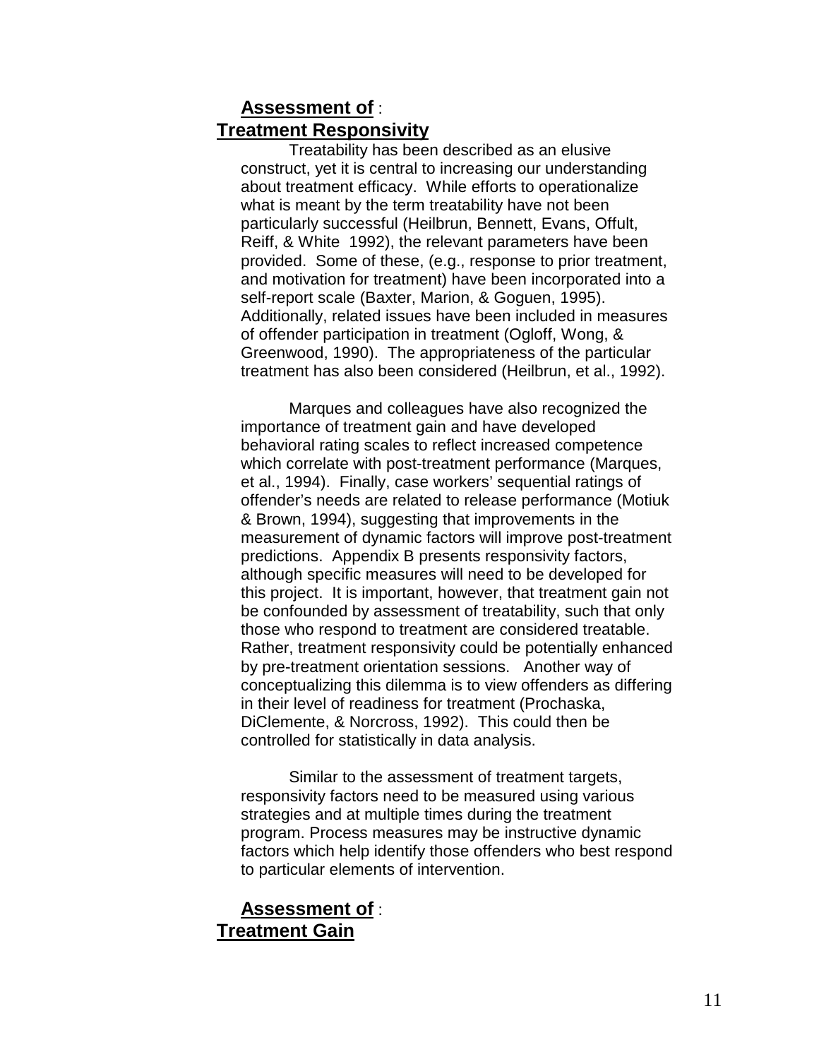## **Assessment of** : **Treatment Responsivity**

Treatability has been described as an elusive construct, yet it is central to increasing our understanding about treatment efficacy. While efforts to operationalize what is meant by the term treatability have not been particularly successful (Heilbrun, Bennett, Evans, Offult, Reiff, & White 1992), the relevant parameters have been provided. Some of these, (e.g., response to prior treatment, and motivation for treatment) have been incorporated into a self-report scale (Baxter, Marion, & Goguen, 1995). Additionally, related issues have been included in measures of offender participation in treatment (Ogloff, Wong, & Greenwood, 1990). The appropriateness of the particular treatment has also been considered (Heilbrun, et al., 1992).

Marques and colleagues have also recognized the importance of treatment gain and have developed behavioral rating scales to reflect increased competence which correlate with post-treatment performance (Marques, et al., 1994). Finally, case workers' sequential ratings of offender's needs are related to release performance (Motiuk & Brown, 1994), suggesting that improvements in the measurement of dynamic factors will improve post-treatment predictions. Appendix B presents responsivity factors, although specific measures will need to be developed for this project. It is important, however, that treatment gain not be confounded by assessment of treatability, such that only those who respond to treatment are considered treatable. Rather, treatment responsivity could be potentially enhanced by pre-treatment orientation sessions. Another way of conceptualizing this dilemma is to view offenders as differing in their level of readiness for treatment (Prochaska, DiClemente, & Norcross, 1992). This could then be controlled for statistically in data analysis.

Similar to the assessment of treatment targets, responsivity factors need to be measured using various strategies and at multiple times during the treatment program. Process measures may be instructive dynamic factors which help identify those offenders who best respond to particular elements of intervention.

## **Assessment of** : **Treatment Gain**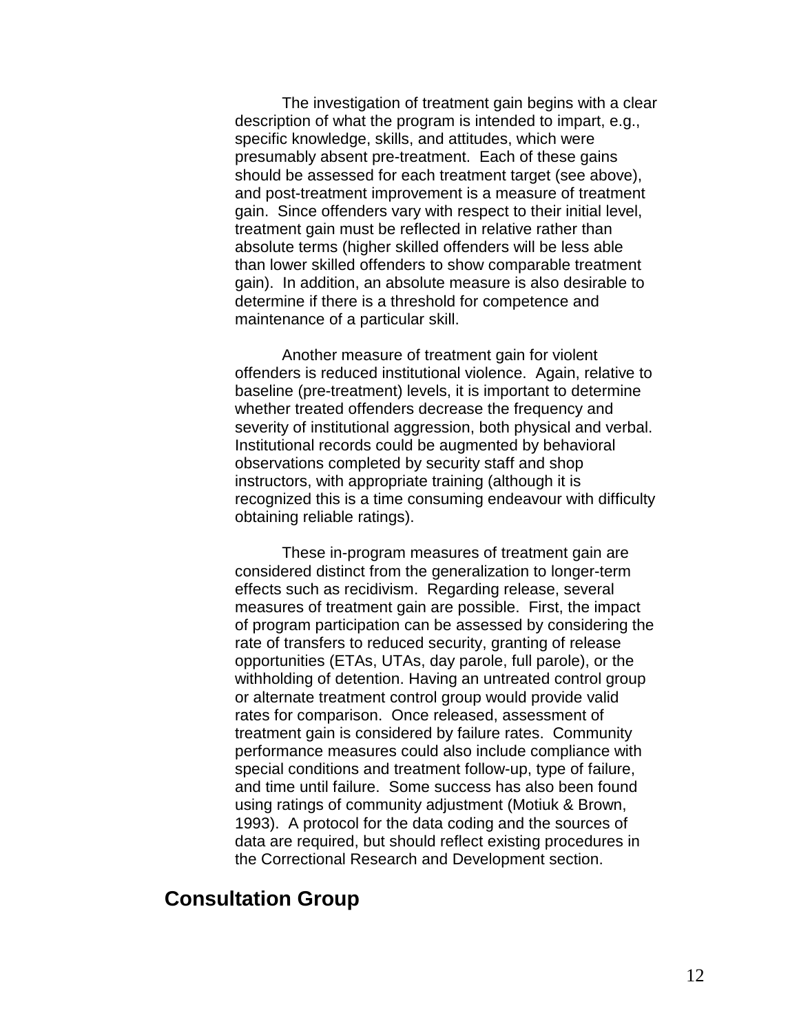The investigation of treatment gain begins with a clear description of what the program is intended to impart, e.g., specific knowledge, skills, and attitudes, which were presumably absent pre-treatment. Each of these gains should be assessed for each treatment target (see above), and post-treatment improvement is a measure of treatment gain. Since offenders vary with respect to their initial level, treatment gain must be reflected in relative rather than absolute terms (higher skilled offenders will be less able than lower skilled offenders to show comparable treatment gain). In addition, an absolute measure is also desirable to determine if there is a threshold for competence and maintenance of a particular skill.

Another measure of treatment gain for violent offenders is reduced institutional violence. Again, relative to baseline (pre-treatment) levels, it is important to determine whether treated offenders decrease the frequency and severity of institutional aggression, both physical and verbal. Institutional records could be augmented by behavioral observations completed by security staff and shop instructors, with appropriate training (although it is recognized this is a time consuming endeavour with difficulty obtaining reliable ratings).

These in-program measures of treatment gain are considered distinct from the generalization to longer-term effects such as recidivism. Regarding release, several measures of treatment gain are possible. First, the impact of program participation can be assessed by considering the rate of transfers to reduced security, granting of release opportunities (ETAs, UTAs, day parole, full parole), or the withholding of detention. Having an untreated control group or alternate treatment control group would provide valid rates for comparison. Once released, assessment of treatment gain is considered by failure rates. Community performance measures could also include compliance with special conditions and treatment follow-up, type of failure, and time until failure. Some success has also been found using ratings of community adjustment (Motiuk & Brown, 1993). A protocol for the data coding and the sources of data are required, but should reflect existing procedures in the Correctional Research and Development section.

## Consultation Group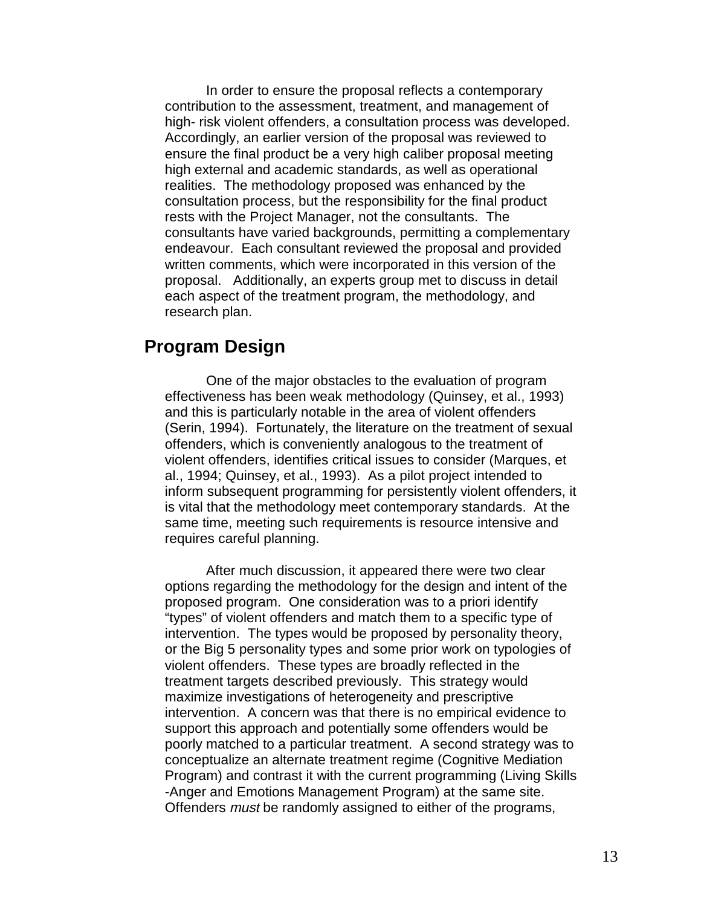In order to ensure the proposal reflects a contemporary contribution to the assessment, treatment, and management of high- risk violent offenders, a consultation process was developed. Accordingly, an earlier version of the proposal was reviewed to ensure the final product be a very high caliber proposal meeting high external and academic standards, as well as operational realities. The methodology proposed was enhanced by the consultation process, but the responsibility for the final product rests with the Project Manager, not the consultants. The consultants have varied backgrounds, permitting a complementary endeavour. Each consultant reviewed the proposal and provided written comments, which were incorporated in this version of the proposal. Additionally, an experts group met to discuss in detail each aspect of the treatment program, the methodology, and research plan.

## Program Design

One of the major obstacles to the evaluation of program effectiveness has been weak methodology (Quinsey, et al., 1993) and this is particularly notable in the area of violent offenders (Serin, 1994). Fortunately, the literature on the treatment of sexual offenders, which is conveniently analogous to the treatment of violent offenders, identifies critical issues to consider (Marques, et al., 1994; Quinsey, et al., 1993). As a pilot project intended to inform subsequent programming for persistently violent offenders, it is vital that the methodology meet contemporary standards. At the same time, meeting such requirements is resource intensive and requires careful planning.

After much discussion, it appeared there were two clear options regarding the methodology for the design and intent of the proposed program. One consideration was to a priori identify "types" of violent offenders and match them to a specific type of intervention. The types would be proposed by personality theory, or the Big 5 personality types and some prior work on typologies of violent offenders. These types are broadly reflected in the treatment targets described previously. This strategy would maximize investigations of heterogeneity and prescriptive intervention. A concern was that there is no empirical evidence to support this approach and potentially some offenders would be poorly matched to a particular treatment. A second strategy was to conceptualize an alternate treatment regime (Cognitive Mediation Program) and contrast it with the current programming (Living Skills -Anger and Emotions Management Program) at the same site. Offenders *must* be randomly assigned to either of the programs,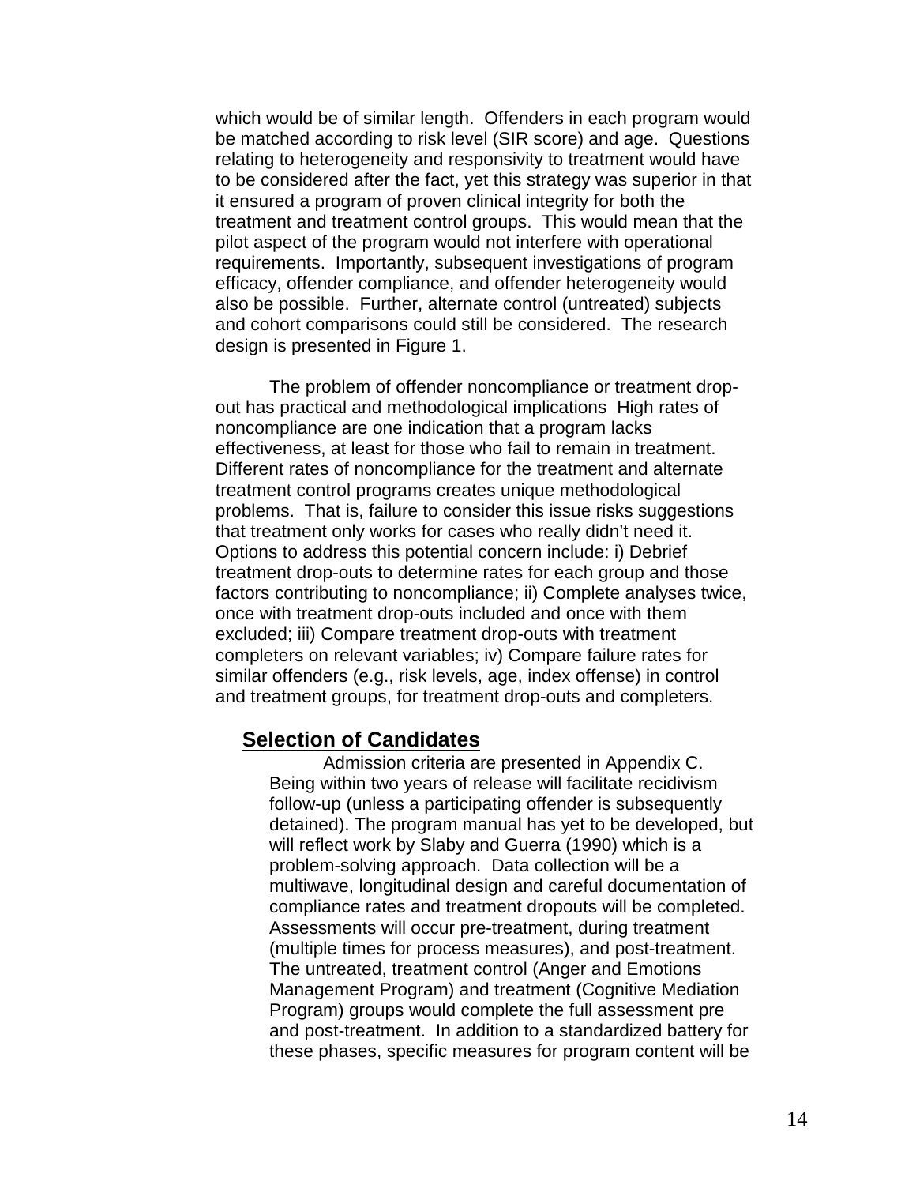which would be of similar length. Offenders in each program would be matched according to risk level (SIR score) and age. Questions relating to heterogeneity and responsivity to treatment would have to be considered after the fact, yet this strategy was superior in that it ensured a program of proven clinical integrity for both the treatment and treatment control groups. This would mean that the pilot aspect of the program would not interfere with operational requirements. Importantly, subsequent investigations of program efficacy, offender compliance, and offender heterogeneity would also be possible. Further, alternate control (untreated) subjects and cohort comparisons could still be considered. The research design is presented in Figure 1.

The problem of offender noncompliance or treatment drop-out has practical and methodological implications High rates of noncompliance are one indication that a program lacks effectiveness, at least for those who fail to remain in treatment. Different rates of noncompliance for the treatment and alternate treatment control programs creates unique methodological problems. That is, failure to consider this issue risks suggestions that treatment only works for cases who really didn't need it. Options to address this potential concern include: i) Debrief treatment drop-outs to determine rates for each group and those factors contributing to noncompliance; ii) Complete analyses twice, once with treatment drop-outs included and once with them excluded; iii) Compare treatment drop-outs with treatment completers on relevant variables; iv) Compare failure rates for similar offenders (e.g., risk levels, age, index offense) in control and treatment groups, for treatment drop-outs and completers.

## Selection of Candidates

Admission criteria are presented in Appendix C. Being within two years of release will facilitate recidivism follow-up (unless a participating offender is subsequently detained). The program manual has yet to be developed, but will reflect work by Slaby and Guerra (1990) which is a problem-solving approach. Data collection will be a multiwave, longitudinal design and careful documentation of compliance rates and treatment dropouts will be completed. Assessments will occur pre-treatment, during treatment (multiple times for process measures), and post-treatment. The untreated, treatment control (Anger and Emotions Management Program) and treatment (Cognitive Mediation Program) groups would complete the full assessment pre and post-treatment. In addition to a standardized battery for these phases, specific measures for program content will be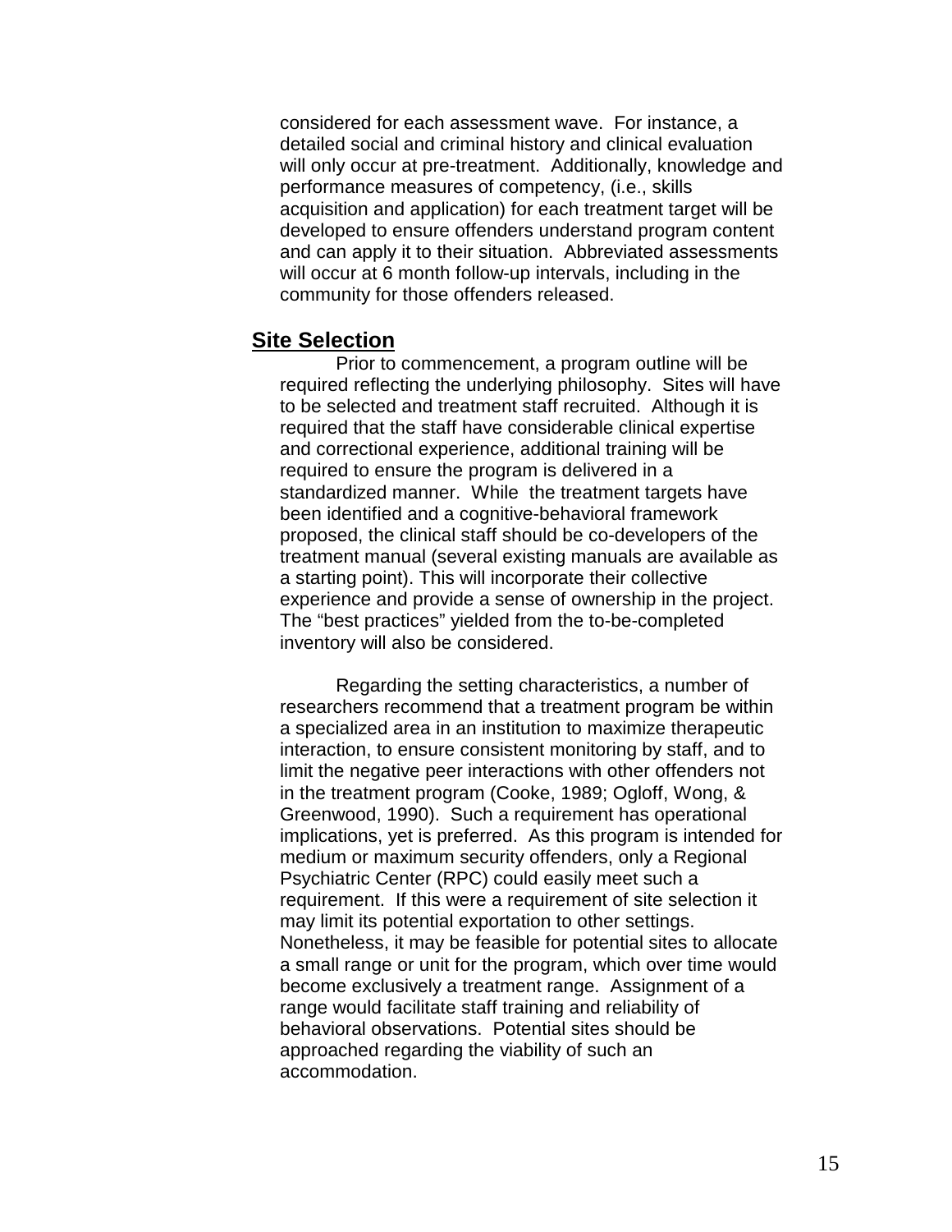considered for each assessment wave. For instance, a detailed social and criminal history and clinical evaluation will only occur at pre-treatment. Additionally, knowledge and performance measures of competency, (i.e., skills acquisition and application) for each treatment target will be developed to ensure offenders understand program content and can apply it to their situation. Abbreviated assessments will occur at 6 month follow-up intervals, including in the community for those offenders released.

## Site Selection

Prior to commencement, a program outline will be required reflecting the underlying philosophy. Sites will have to be selected and treatment staff recruited. Although it is required that the staff have considerable clinical expertise and correctional experience, additional training will be required to ensure the program is delivered in a standardized manner. While the treatment targets have been identified and a cognitive-behavioral framework proposed, the clinical staff should be co-developers of the treatment manual (several existing manuals are available as a starting point). This will incorporate their collective experience and provide a sense of ownership in the project. The "best practices" yielded from the to-be-completed inventory will also be considered.

Regarding the setting characteristics, a number of researchers recommend that a treatment program be within a specialized area in an institution to maximize therapeutic interaction, to ensure consistent monitoring by staff, and to limit the negative peer interactions with other offenders not in the treatment program (Cooke, 1989; Ogloff, Wong, & Greenwood, 1990). Such a requirement has operational implications, yet is preferred. As this program is intended for medium or maximum security offenders, only a Regional Psychiatric Center (RPC) could easily meet such a requirement. If this were a requirement of site selection it may limit its potential exportation to other settings. Nonetheless, it may be feasible for potential sites to allocate a small range or unit for the program, which over time would become exclusively a treatment range. Assignment of a range would facilitate staff training and reliability of behavioral observations. Potential sites should be approached regarding the viability of such an accommodation.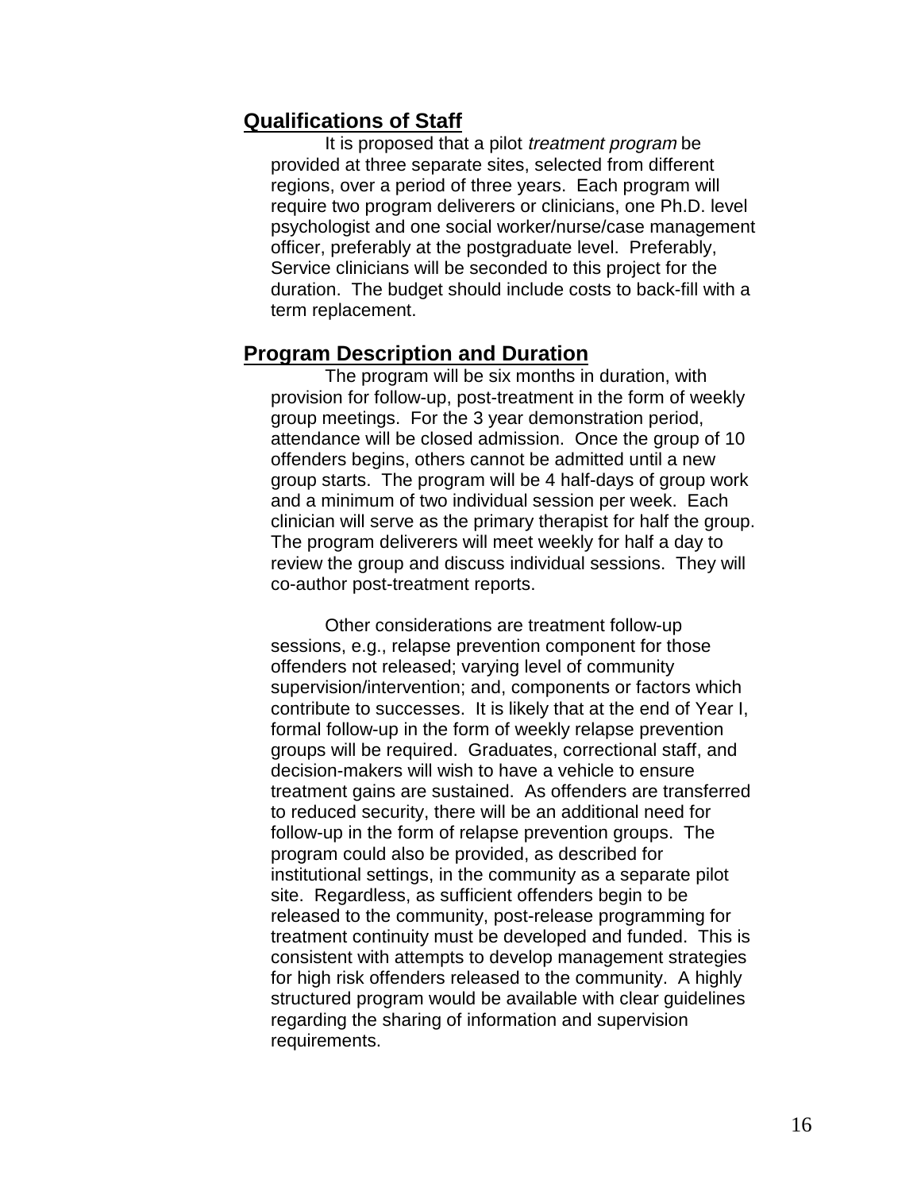## Qualifications of Staff

It is proposed that a pilot *treatment program* be provided at three separate sites, selected from different regions, over a period of three years. Each program will require two program deliverers or clinicians, one Ph.D. level psychologist and one social worker/nurse/case management officer, preferably at the postgraduate level. Preferably, Service clinicians will be seconded to this project for the duration. The budget should include costs to back-fill with a term replacement.

## Program Description and Duration

The program will be six months in duration, with provision for follow-up, post-treatment in the form of weekly group meetings. For the 3 year demonstration period, attendance will be closed admission. Once the group of 10 offenders begins, others cannot be admitted until a new group starts. The program will be 4 half-days of group work and a minimum of two individual session per week. Each clinician will serve as the primary therapist for half the group. The program deliverers will meet weekly for half a day to review the group and discuss individual sessions. They will co-author post-treatment reports.

Other considerations are treatment follow-up sessions, e.g., relapse prevention component for those offenders not released; varying level of community supervision/intervention; and, components or factors which contribute to successes. It is likely that at the end of Year I, formal follow-up in the form of weekly relapse prevention groups will be required. Graduates, correctional staff, and decision-makers will wish to have a vehicle to ensure treatment gains are sustained. As offenders are transferred to reduced security, there will be an additional need for follow-up in the form of relapse prevention groups. The program could also be provided, as described for institutional settings, in the community as a separate pilot site. Regardless, as sufficient offenders begin to be released to the community, post-release programming for treatment continuity must be developed and funded. This is consistent with attempts to develop management strategies for high risk offenders released to the community. A highly structured program would be available with clear guidelines regarding the sharing of information and supervision requirements.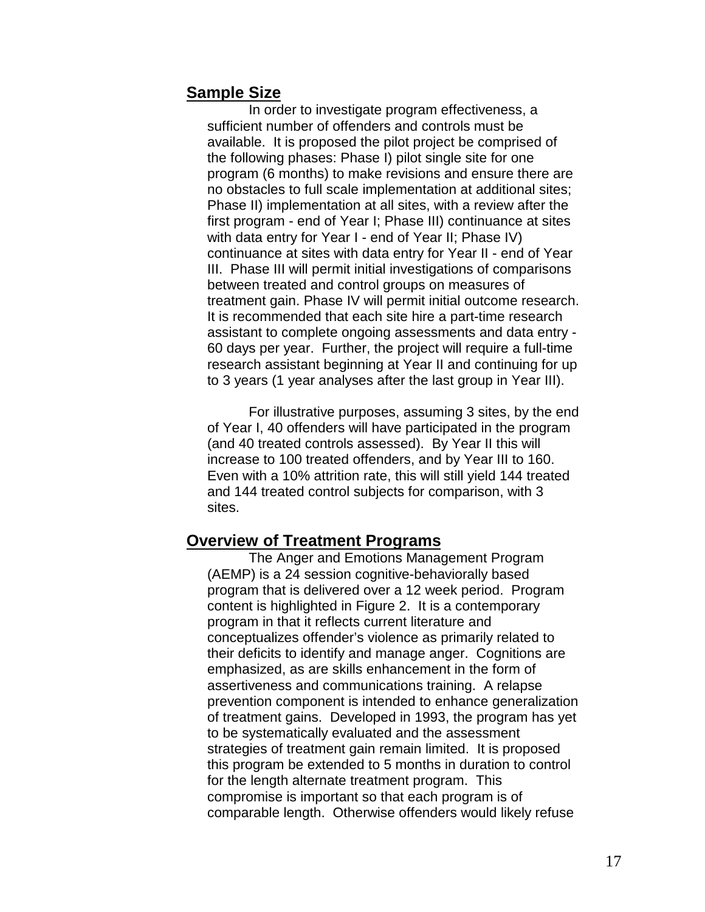## Sample Size

In order to investigate program effectiveness, a sufficient number of offenders and controls must be available. It is proposed the pilot project be comprised of the following phases: Phase I) pilot single site for one program (6 months) to make revisions and ensure there are no obstacles to full scale implementation at additional sites; Phase II) implementation at all sites, with a review after the first program - end of Year I; Phase III) continuance at sites with data entry for Year I - end of Year II; Phase IV) continuance at sites with data entry for Year II - end of Year III. Phase III will permit initial investigations of comparisons between treated and control groups on measures of treatment gain. Phase IV will permit initial outcome research. It is recommended that each site hire a part-time research assistant to complete ongoing assessments and data entry - 60 days per year. Further, the project will require a full-time research assistant beginning at Year II and continuing for up to 3 years (1 year analyses after the last group in Year III).

For illustrative purposes, assuming 3 sites, by the end of Year I, 40 offenders will have participated in the program (and 40 treated controls assessed). By Year II this will increase to 100 treated offenders, and by Year III to 160. Even with a 10% attrition rate, this will still yield 144 treated and 144 treated control subjects for comparison, with 3 sites.

## Overview of Treatment Programs

The Anger and Emotions Management Program (AEMP) is a 24 session cognitive-behaviorally based program that is delivered over a 12 week period. Program content is highlighted in Figure 2. It is a contemporary program in that it reflects current literature and conceptualizes offender's violence as primarily related to their deficits to identify and manage anger. Cognitions are emphasized, as are skills enhancement in the form of assertiveness and communications training. A relapse prevention component is intended to enhance generalization of treatment gains. Developed in 1993, the program has yet to be systematically evaluated and the assessment strategies of treatment gain remain limited. It is proposed this program be extended to 5 months in duration to control for the length alternate treatment program. This compromise is important so that each program is of comparable length. Otherwise offenders would likely refuse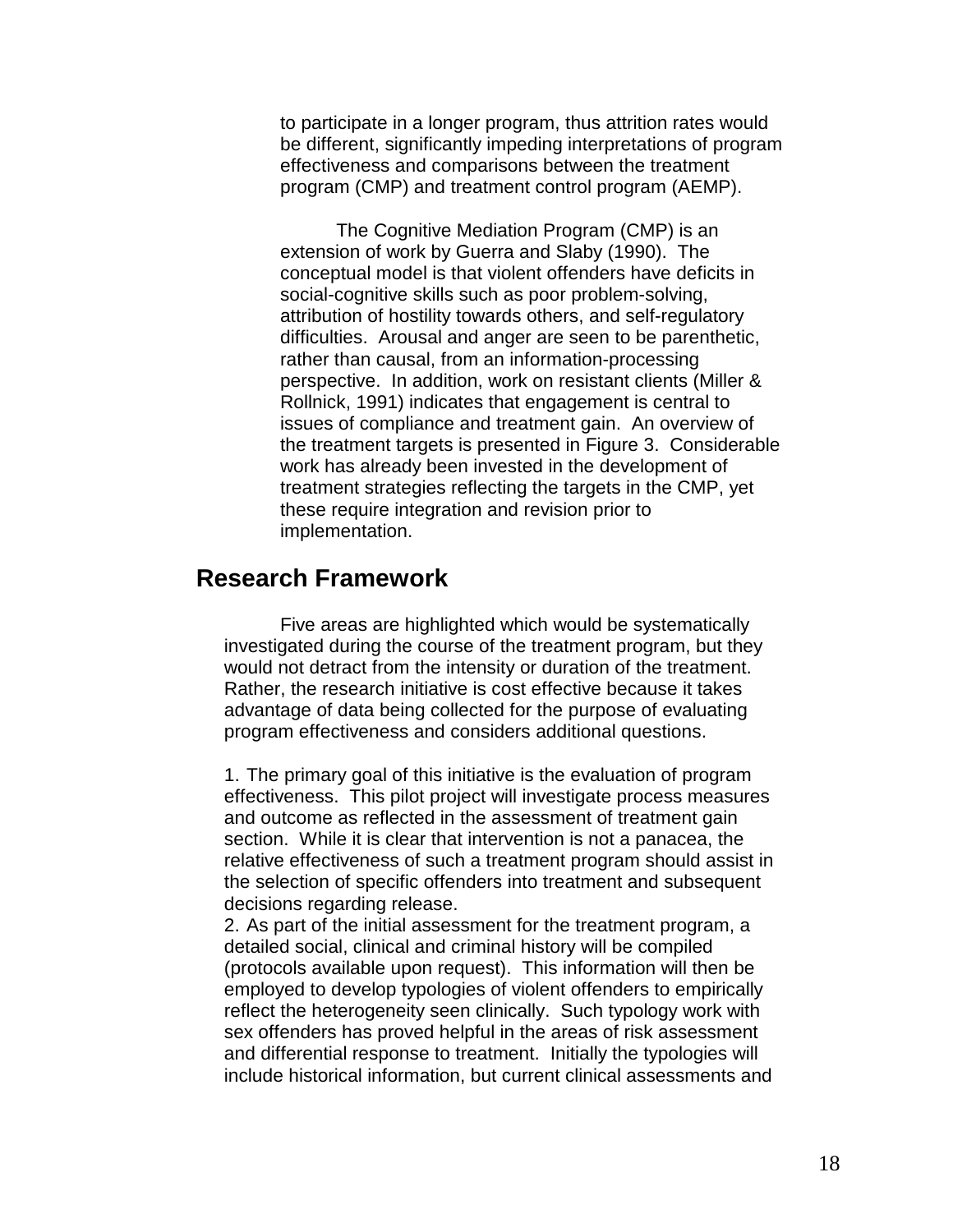to participate in a longer program, thus attrition rates would be different, significantly impeding interpretations of program effectiveness and comparisons between the treatment program (CMP) and treatment control program (AEMP).

The Cognitive Mediation Program (CMP) is an extension of work by Guerra and Slaby (1990). The conceptual model is that violent offenders have deficits in social-cognitive skills such as poor problem-solving, attribution of hostility towards others, and self-regulatory difficulties. Arousal and anger are seen to be parenthetic, rather than causal, from an information-processing perspective. In addition, work on resistant clients (Miller & Rollnick, 1991) indicates that engagement is central to issues of compliance and treatment gain. An overview of the treatment targets is presented in Figure 3. Considerable work has already been invested in the development of treatment strategies reflecting the targets in the CMP, yet these require integration and revision prior to implementation.

## Research Framework

Five areas are highlighted which would be systematically investigated during the course of the treatment program, but they would not detract from the intensity or duration of the treatment. Rather, the research initiative is cost effective because it takes advantage of data being collected for the purpose of evaluating program effectiveness and considers additional questions.

1. The primary goal of this initiative is the evaluation of program effectiveness. This pilot project will investigate process measures and outcome as reflected in the assessment of treatment gain section. While it is clear that intervention is not a panacea, the relative effectiveness of such a treatment program should assist in the selection of specific offenders into treatment and subsequent decisions regarding release.
2. As part of the initial assessment for the treatment program, a detailed social, clinical and criminal history will be compiled (protocols available upon request). This information will then be employed to develop typologies of violent offenders to empirically reflect the heterogeneity seen clinically. Such typology work with sex offenders has proved helpful in the areas of risk assessment and differential response to treatment. Initially the typologies will include historical information, but current clinical assessments and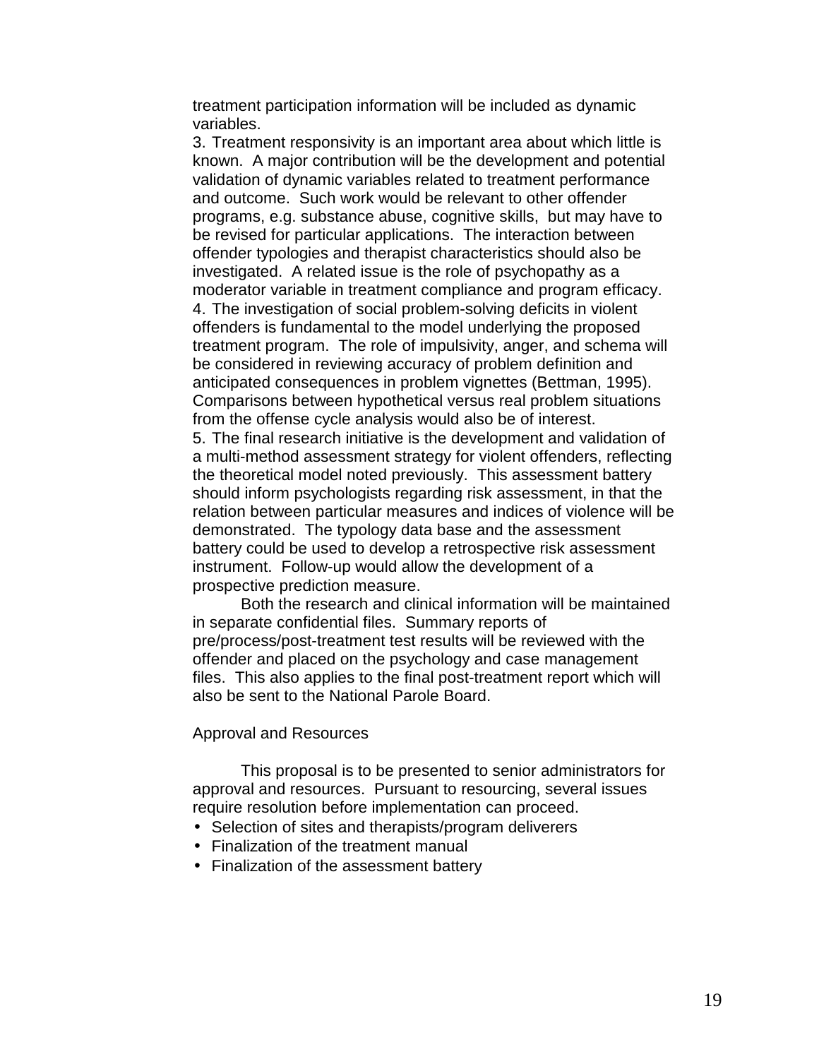treatment participation information will be included as dynamic variables.

3. Treatment responsivity is an important area about which little is known. A major contribution will be the development and potential validation of dynamic variables related to treatment performance and outcome. Such work would be relevant to other offender programs, e.g. substance abuse, cognitive skills, but may have to be revised for particular applications. The interaction between offender typologies and therapist characteristics should also be investigated. A related issue is the role of psychopathy as a moderator variable in treatment compliance and program efficacy.

4. The investigation of social problem-solving deficits in violent offenders is fundamental to the model underlying the proposed treatment program. The role of impulsivity, anger, and schema will be considered in reviewing accuracy of problem definition and anticipated consequences in problem vignettes (Bettman, 1995). Comparisons between hypothetical versus real problem situations from the offense cycle analysis would also be of interest.

5. The final research initiative is the development and validation of a multi-method assessment strategy for violent offenders, reflecting the theoretical model noted previously. This assessment battery should inform psychologists regarding risk assessment, in that the relation between particular measures and indices of violence will be demonstrated. The typology data base and the assessment battery could be used to develop a retrospective risk assessment instrument. Follow-up would allow the development of a prospective prediction measure.

Both the research and clinical information will be maintained in separate confidential files. Summary reports of pre/process/post-treatment test results will be reviewed with the offender and placed on the psychology and case management files. This also applies to the final post-treatment report which will also be sent to the National Parole Board.

## Approval and Resources

This proposal is to be presented to senior administrators for approval and resources. Pursuant to resourcing, several issues require resolution before implementation can proceed.

- Selection of sites and therapists/program deliverers
- Finalization of the treatment manual
- Finalization of the assessment battery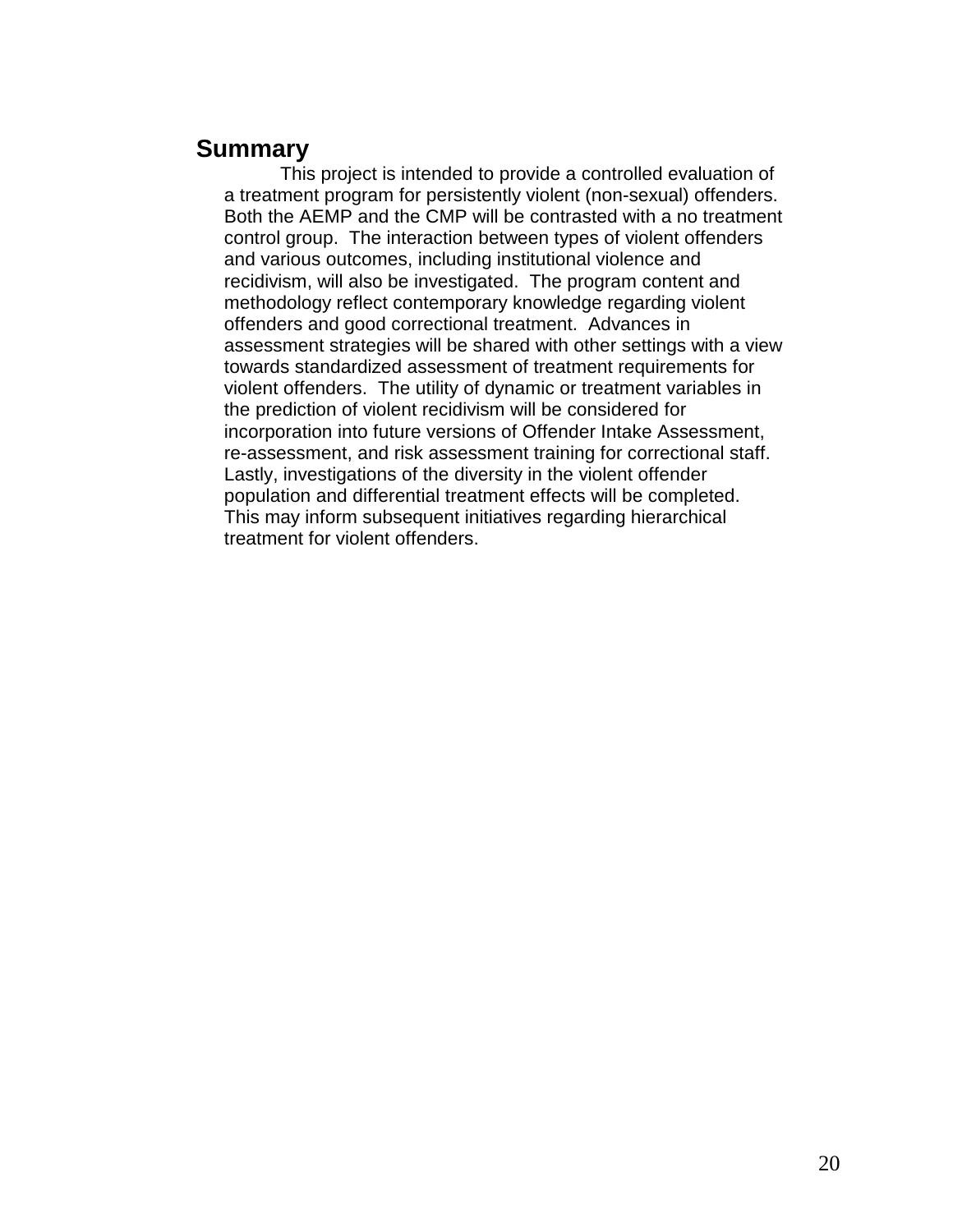## Summary

This project is intended to provide a controlled evaluation of a treatment program for persistently violent (non-sexual) offenders. Both the AEMP and the CMP will be contrasted with a no treatment control group. The interaction between types of violent offenders and various outcomes, including institutional violence and recidivism, will also be investigated. The program content and methodology reflect contemporary knowledge regarding violent offenders and good correctional treatment. Advances in assessment strategies will be shared with other settings with a view towards standardized assessment of treatment requirements for violent offenders. The utility of dynamic or treatment variables in the prediction of violent recidivism will be considered for incorporation into future versions of Offender Intake Assessment, re-assessment, and risk assessment training for correctional staff. Lastly, investigations of the diversity in the violent offender population and differential treatment effects will be completed. This may inform subsequent initiatives regarding hierarchical treatment for violent offenders.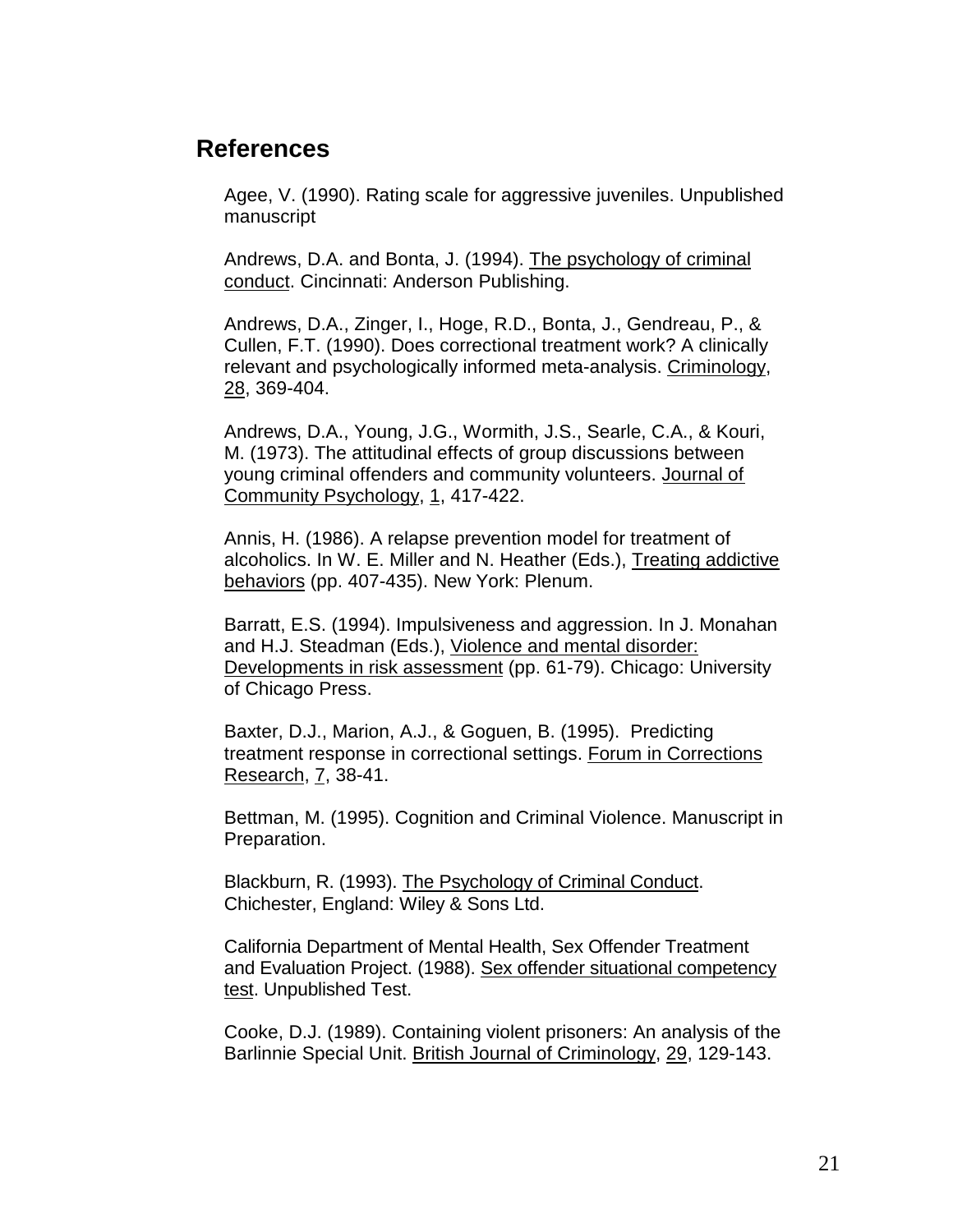## References

Agee, V. (1990). Rating scale for aggressive juveniles. Unpublished manuscript

Andrews, D.A. and Bonta, J. (1994). The psychology of criminal conduct. Cincinnati: Anderson Publishing.

Andrews, D.A., Zinger, I., Hoge, R.D., Bonta, J., Gendreau, P., & Cullen, F.T. (1990). Does correctional treatment work? A clinically relevant and psychologically informed meta-analysis. Criminology, 28, 369-404.

Andrews, D.A., Young, J.G., Wormith, J.S., Searle, C.A., & Kouri, M. (1973). The attitudinal effects of group discussions between young criminal offenders and community volunteers. Journal of Community Psychology, 1, 417-422.

Annis, H. (1986). A relapse prevention model for treatment of alcoholics. In W. E. Miller and N. Heather (Eds.), Treating addictive behaviors (pp. 407-435). New York: Plenum.

Barratt, E.S. (1994). Impulsiveness and aggression. In J. Monahan and H.J. Steadman (Eds.), Violence and mental disorder: Developments in risk assessment (pp. 61-79). Chicago: University of Chicago Press.

Baxter, D.J., Marion, A.J., & Goguen, B. (1995). Predicting treatment response in correctional settings. Forum in Corrections Research, 7, 38-41.

Bettman, M. (1995). Cognition and Criminal Violence. Manuscript in Preparation.

Blackburn, R. (1993). The Psychology of Criminal Conduct. Chichester, England: Wiley & Sons Ltd.

California Department of Mental Health, Sex Offender Treatment and Evaluation Project. (1988). Sex offender situational competency test. Unpublished Test.

Cooke, D.J. (1989). Containing violent prisoners: An analysis of the Barlinnie Special Unit. British Journal of Criminology, 29, 129-143.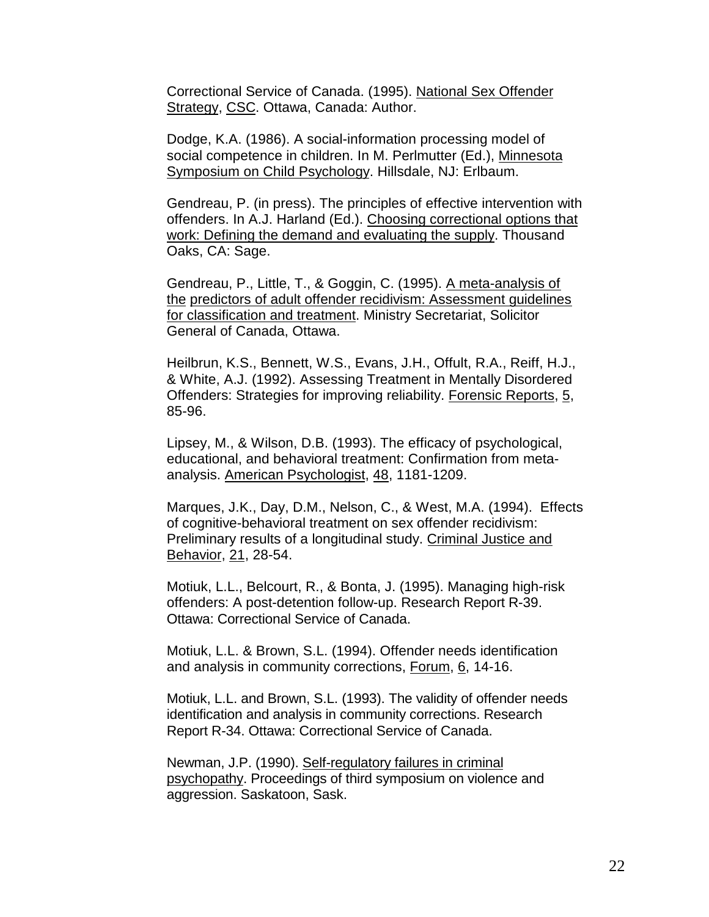Correctional Service of Canada. (1995). National Sex Offender Strategy, CSC. Ottawa, Canada: Author.

Dodge, K.A. (1986). A social-information processing model of social competence in children. In M. Perlmutter (Ed.), Minnesota Symposium on Child Psychology. Hillsdale, NJ: Erlbaum.

Gendreau, P. (in press). The principles of effective intervention with offenders. In A.J. Harland (Ed.). Choosing correctional options that work: Defining the demand and evaluating the supply. Thousand Oaks, CA: Sage.

Gendreau, P., Little, T., & Goggin, C. (1995). A meta-analysis of the predictors of adult offender recidivism: Assessment guidelines for classification and treatment. Ministry Secretariat, Solicitor General of Canada, Ottawa.

Heilbrun, K.S., Bennett, W.S., Evans, J.H., Offult, R.A., Reiff, H.J., & White, A.J. (1992). Assessing Treatment in Mentally Disordered Offenders: Strategies for improving reliability. Forensic Reports, 5, 85-96.

Lipsey, M., & Wilson, D.B. (1993). The efficacy of psychological, educational, and behavioral treatment: Confirmation from meta-analysis. American Psychologist, 48, 1181-1209.

Marques, J.K., Day, D.M., Nelson, C., & West, M.A. (1994). Effects of cognitive-behavioral treatment on sex offender recidivism: Preliminary results of a longitudinal study. Criminal Justice and Behavior, 21, 28-54.

Motiuk, L.L., Belcourt, R., & Bonta, J. (1995). Managing high-risk offenders: A post-detention follow-up. Research Report R-39. Ottawa: Correctional Service of Canada.

Motiuk, L.L. & Brown, S.L. (1994). Offender needs identification and analysis in community corrections, Forum, 6, 14-16.

Motiuk, L.L. and Brown, S.L. (1993). The validity of offender needs identification and analysis in community corrections. Research Report R-34. Ottawa: Correctional Service of Canada.

Newman, J.P. (1990). Self-regulatory failures in criminal psychopathy. Proceedings of third symposium on violence and aggression. Saskatoon, Sask.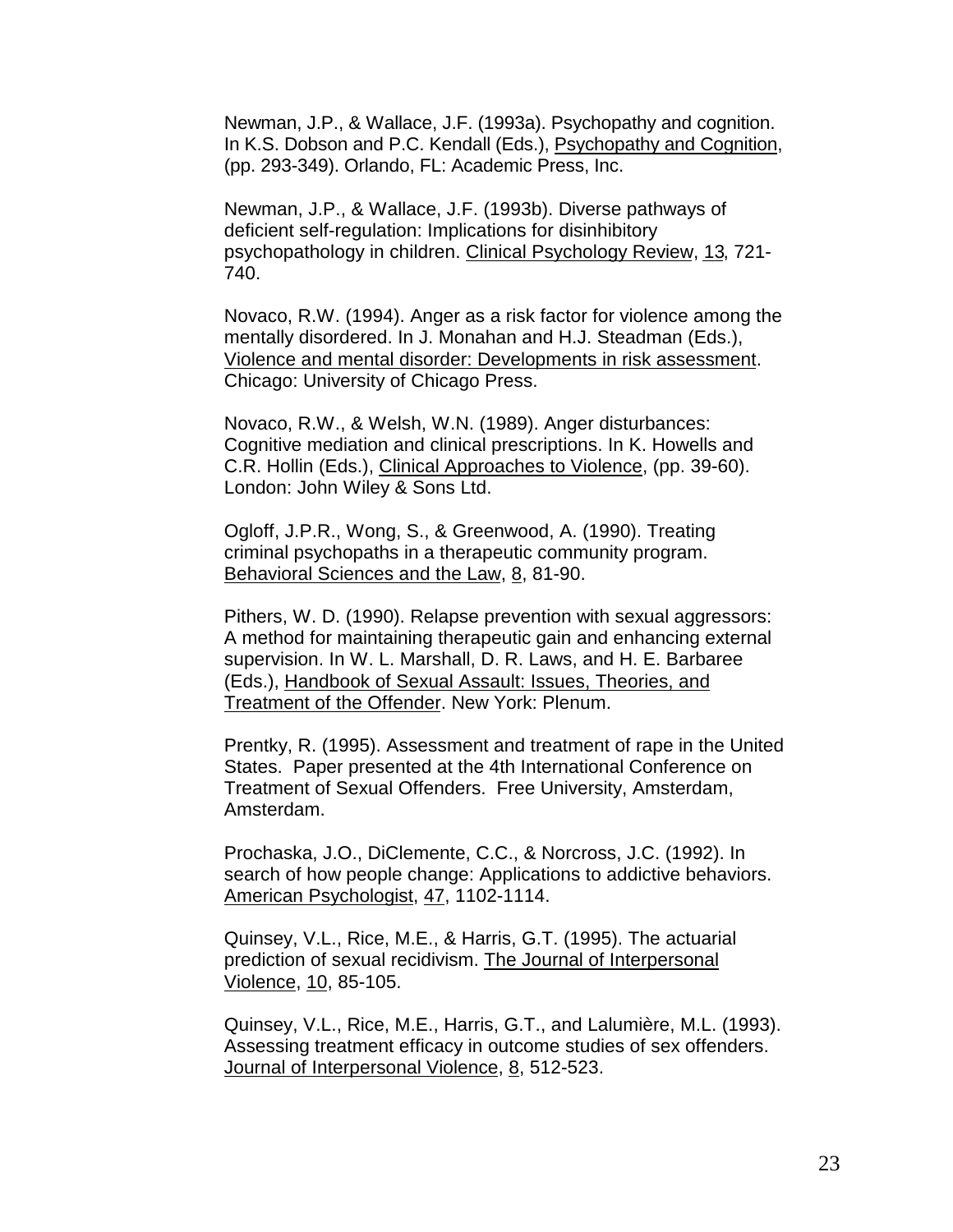Newman, J.P., & Wallace, J.F. (1993a). Psychopathy and cognition. In K.S. Dobson and P.C. Kendall (Eds.), Psychopathy and Cognition, (pp. 293-349). Orlando, FL: Academic Press, Inc.

Newman, J.P., & Wallace, J.F. (1993b). Diverse pathways of deficient self-regulation: Implications for disinhibitory psychopathology in children. Clinical Psychology Review, 13, 721-740.

Novaco, R.W. (1994). Anger as a risk factor for violence among the mentally disordered. In J. Monahan and H.J. Steadman (Eds.), Violence and mental disorder: Developments in risk assessment. Chicago: University of Chicago Press.

Novaco, R.W., & Welsh, W.N. (1989). Anger disturbances: Cognitive mediation and clinical prescriptions. In K. Howells and C.R. Hollin (Eds.), Clinical Approaches to Violence, (pp. 39-60). London: John Wiley & Sons Ltd.

Ogloff, J.P.R., Wong, S., & Greenwood, A. (1990). Treating criminal psychopaths in a therapeutic community program. Behavioral Sciences and the Law, 8, 81-90.

Pithers, W. D. (1990). Relapse prevention with sexual aggressors: A method for maintaining therapeutic gain and enhancing external supervision. In W. L. Marshall, D. R. Laws, and H. E. Barbaree (Eds.), Handbook of Sexual Assault: Issues, Theories, and Treatment of the Offender. New York: Plenum.

Prentky, R. (1995). Assessment and treatment of rape in the United States. Paper presented at the 4th International Conference on Treatment of Sexual Offenders. Free University, Amsterdam, Amsterdam.

Prochaska, J.O., DiClemente, C.C., & Norcross, J.C. (1992). In search of how people change: Applications to addictive behaviors. American Psychologist, 47, 1102-1114.

Quinsey, V.L., Rice, M.E., & Harris, G.T. (1995). The actuarial prediction of sexual recidivism. The Journal of Interpersonal Violence, 10, 85-105.

Quinsey, V.L., Rice, M.E., Harris, G.T., and Lalumière, M.L. (1993). Assessing treatment efficacy in outcome studies of sex offenders. Journal of Interpersonal Violence, 8, 512-523.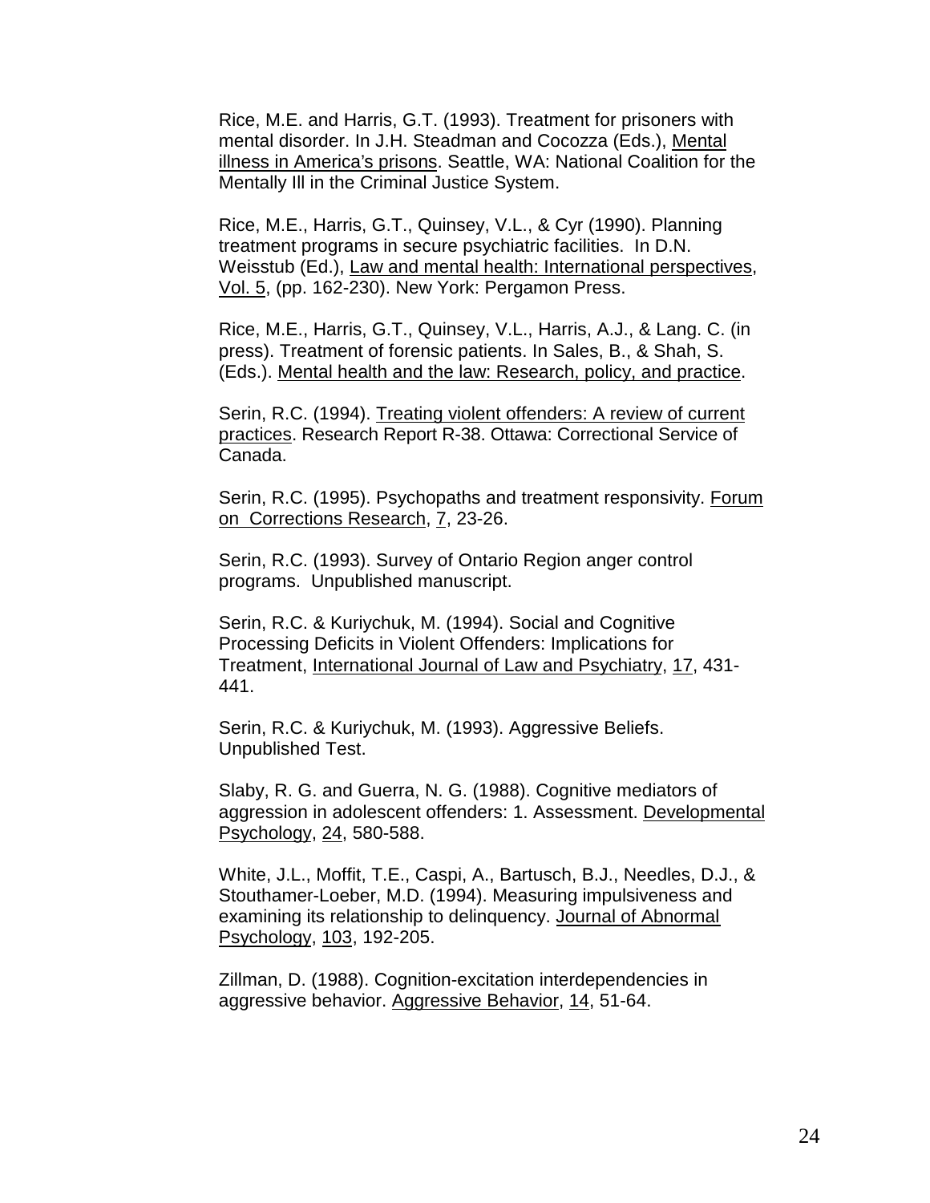Rice, M.E. and Harris, G.T. (1993). Treatment for prisoners with mental disorder. In J.H. Steadman and Cocozza (Eds.), Mental illness in America's prisons. Seattle, WA: National Coalition for the Mentally Ill in the Criminal Justice System.

Rice, M.E., Harris, G.T., Quinsey, V.L., & Cyr (1990). Planning treatment programs in secure psychiatric facilities. In D.N. Weisstub (Ed.), Law and mental health: International perspectives, Vol. 5, (pp. 162-230). New York: Pergamon Press.

Rice, M.E., Harris, G.T., Quinsey, V.L., Harris, A.J., & Lang. C. (in press). Treatment of forensic patients. In Sales, B., & Shah, S. (Eds.). Mental health and the law: Research, policy, and practice.

Serin, R.C. (1994). Treating violent offenders: A review of current practices. Research Report R-38. Ottawa: Correctional Service of Canada.

Serin, R.C. (1995). Psychopaths and treatment responsivity. Forum on Corrections Research, 7, 23-26.

Serin, R.C. (1993). Survey of Ontario Region anger control programs. Unpublished manuscript.

Serin, R.C. & Kuriychuk, M. (1994). Social and Cognitive Processing Deficits in Violent Offenders: Implications for Treatment, International Journal of Law and Psychiatry, 17, 431-441.

Serin, R.C. & Kuriychuk, M. (1993). Aggressive Beliefs. Unpublished Test.

Slaby, R. G. and Guerra, N. G. (1988). Cognitive mediators of aggression in adolescent offenders: 1. Assessment. Developmental Psychology, 24, 580-588.

White, J.L., Moffit, T.E., Caspi, A., Bartusch, B.J., Needles, D.J., & Stouthamer-Loeber, M.D. (1994). Measuring impulsiveness and examining its relationship to delinquency. Journal of Abnormal Psychology, 103, 192-205.

Zillman, D. (1988). Cognition-excitation interdependencies in aggressive behavior. Aggressive Behavior, 14, 51-64.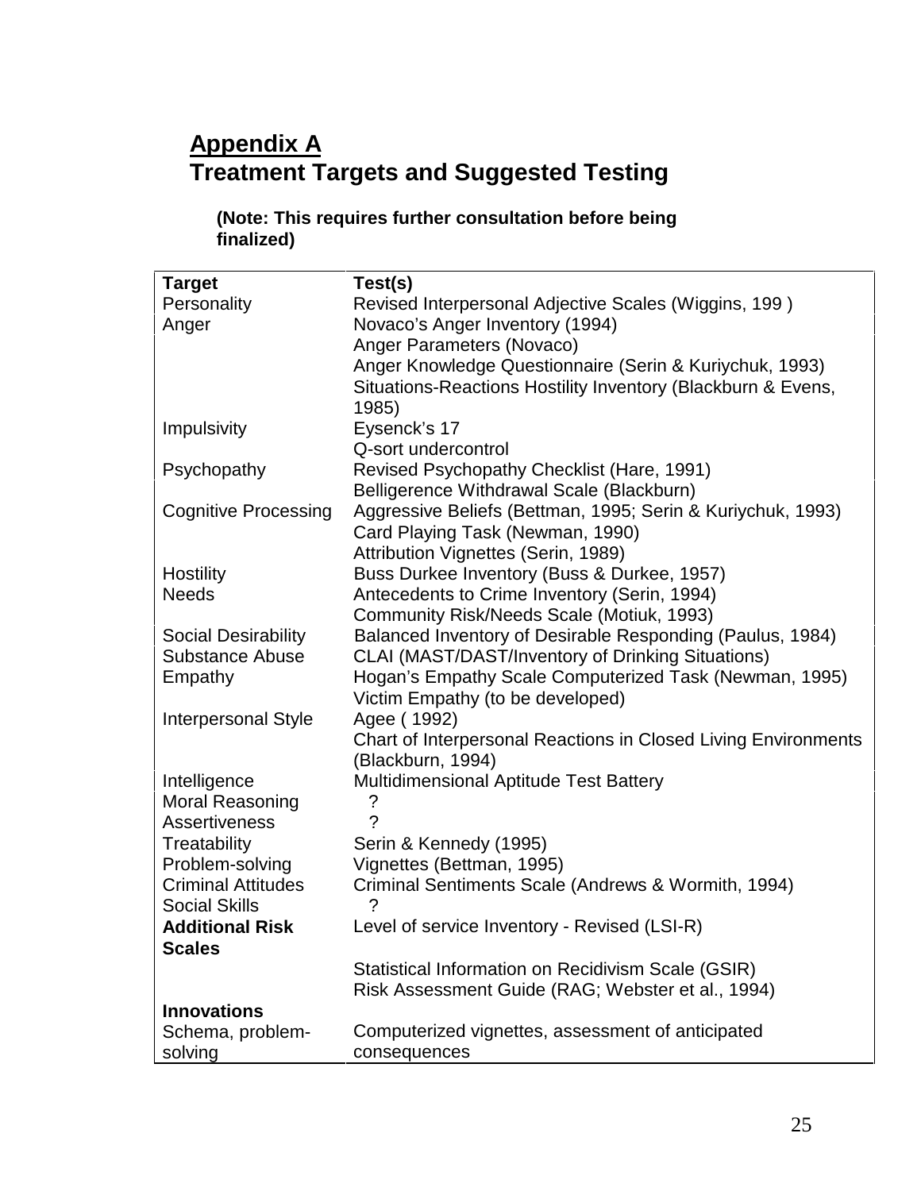# Appendix A

## Treatment Targets and Suggested Testing

**(Note: This requires further consultation before being finalized)**

| **Target** | **Test(s)** |
|---|---|
| Personality | Revised Interpersonal Adjective Scales (Wiggins, 199 ) |
| Anger | Novaco's Anger Inventory (1994) |
| | Anger Parameters (Novaco) |
| | Anger Knowledge Questionnaire (Serin & Kuriychuk, 1993) |
| | Situations-Reactions Hostility Inventory (Blackburn & Evens, 1985) |
| Impulsivity | Eysenck's 17 |
| | Q-sort undercontrol |
| Psychopathy | Revised Psychopathy Checklist (Hare, 1991) |
| | Belligerence Withdrawal Scale (Blackburn) |
| Cognitive Processing | Aggressive Beliefs (Bettman, 1995; Serin & Kuriychuk, 1993) |
| | Card Playing Task (Newman, 1990) |
| | Attribution Vignettes (Serin, 1989) |
| Hostility | Buss Durkee Inventory (Buss & Durkee, 1957) |
| Needs | Antecedents to Crime Inventory (Serin, 1994) |
| | Community Risk/Needs Scale (Motiuk, 1993) |
| Social Desirability | Balanced Inventory of Desirable Responding (Paulus, 1984) |
| Substance Abuse | CLAI (MAST/DAST/Inventory of Drinking Situations) |
| Empathy | Hogan's Empathy Scale Computerized Task (Newman, 1995) |
| | Victim Empathy (to be developed) |
| Interpersonal Style | Agee ( 1992) |
| | Chart of Interpersonal Reactions in Closed Living Environments (Blackburn, 1994) |
| Intelligence | Multidimensional Aptitude Test Battery |
| Moral Reasoning | ? |
| Assertiveness | ? |
| Treatability | Serin & Kennedy (1995) |
| Problem-solving | Vignettes (Bettman, 1995) |
| Criminal Attitudes | Criminal Sentiments Scale (Andrews & Wormith, 1994) |
| Social Skills | ? |
| **Additional Risk Scales** | Level of service Inventory - Revised (LSI-R) |
| | Statistical Information on Recidivism Scale (GSIR) |
| | Risk Assessment Guide (RAG; Webster et al., 1994) |
| **Innovations** | |
| Schema, problem-solving | Computerized vignettes, assessment of anticipated consequences |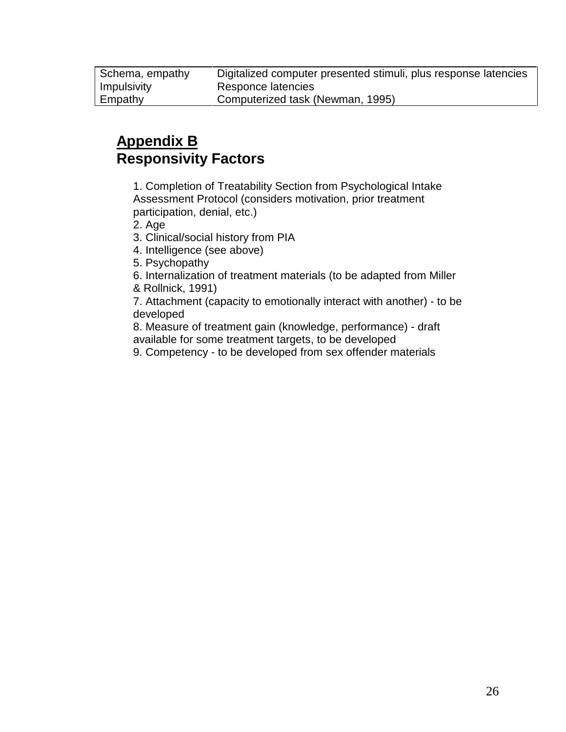| | |
|---|---|
| Schema, empathy | Digitalized computer presented stimuli, plus response latencies |
| Impulsivity | Responce latencies |
| Empathy | Computerized task (Newman, 1995) |

## Appendix B
## Responsivity Factors

1. Completion of Treatability Section from Psychological Intake Assessment Protocol (considers motivation, prior treatment participation, denial, etc.)
2. Age
3. Clinical/social history from PIA
4. Intelligence (see above)
5. Psychopathy
6. Internalization of treatment materials (to be adapted from Miller & Rollnick, 1991)
7. Attachment (capacity to emotionally interact with another) - to be developed
8. Measure of treatment gain (knowledge, performance) - draft available for some treatment targets, to be developed
9. Competency - to be developed from sex offender materials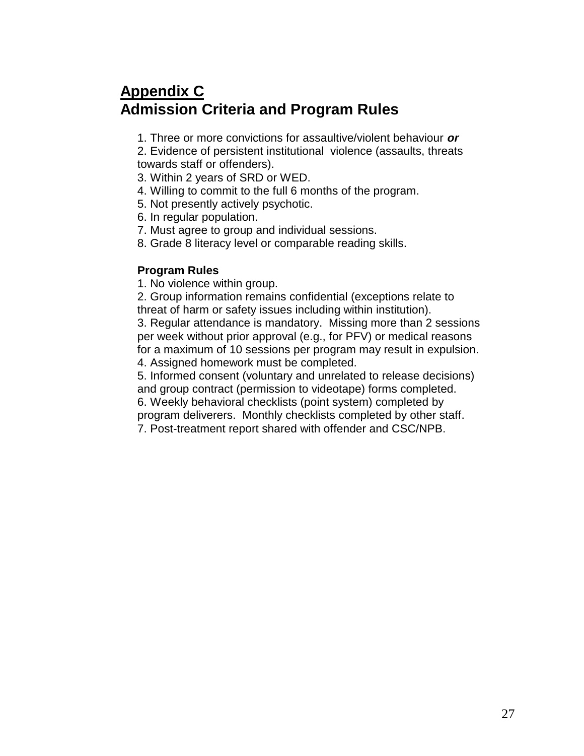## Appendix C
## Admission Criteria and Program Rules

1. Three or more convictions for assaultive/violent behaviour ***or***
2. Evidence of persistent institutional violence (assaults, threats towards staff or offenders).
3. Within 2 years of SRD or WED.
4. Willing to commit to the full 6 months of the program.
5. Not presently actively psychotic.
6. In regular population.
7. Must agree to group and individual sessions.
8. Grade 8 literacy level or comparable reading skills.

**Program Rules**

1. No violence within group.
2. Group information remains confidential (exceptions relate to threat of harm or safety issues including within institution).
3. Regular attendance is mandatory. Missing more than 2 sessions per week without prior approval (e.g., for PFV) or medical reasons for a maximum of 10 sessions per program may result in expulsion.
4. Assigned homework must be completed.
5. Informed consent (voluntary and unrelated to release decisions) and group contract (permission to videotape) forms completed.
6. Weekly behavioral checklists (point system) completed by program deliverers. Monthly checklists completed by other staff.
7. Post-treatment report shared with offender and CSC/NPB.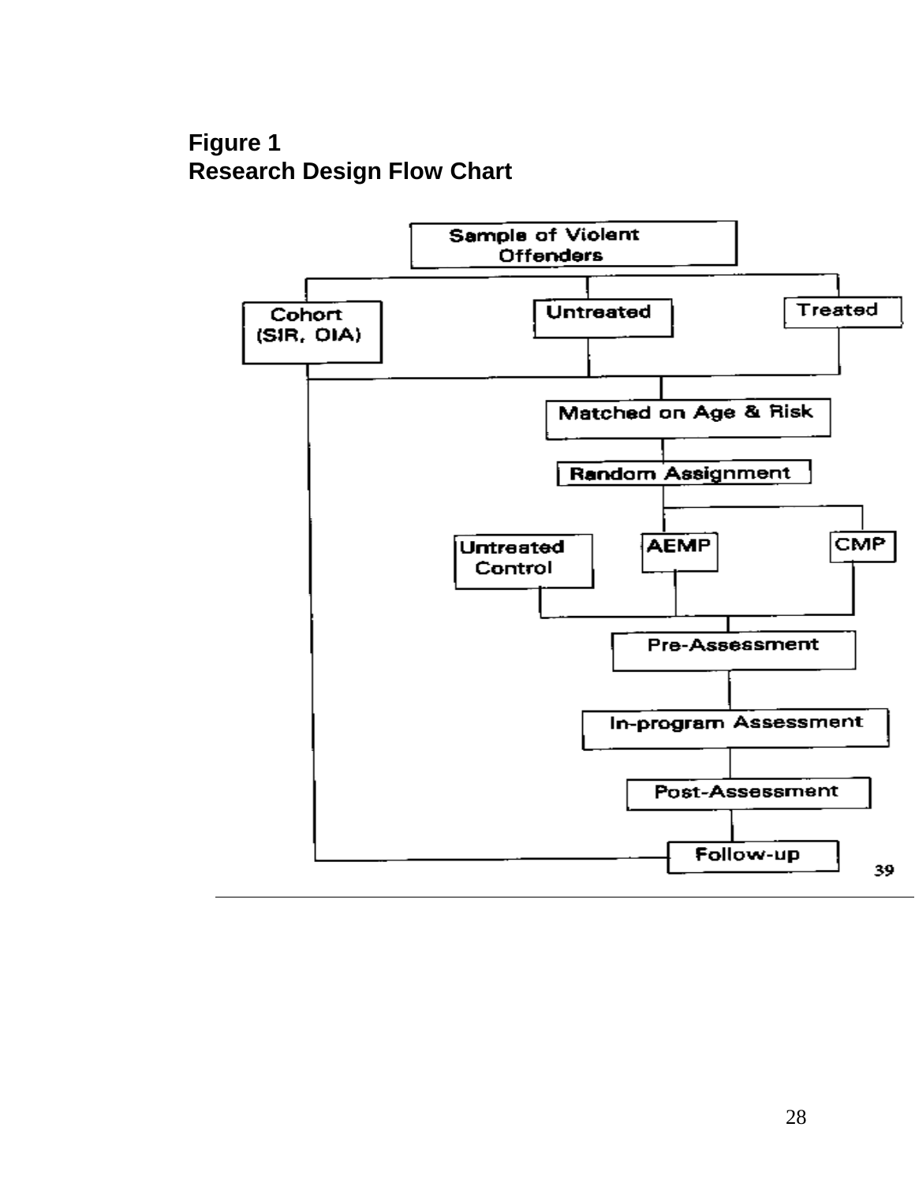**Figure 1**
**Research Design Flow Chart**

Sample of Violent Offenders

Cohort (SIR, OIA)

Untreated

Treated

Matched on Age & Risk

Random Assignment

Untreated Control

AEMP

CMP

Pre-Assessment

In-program Assessment

Post-Assessment

Follow-up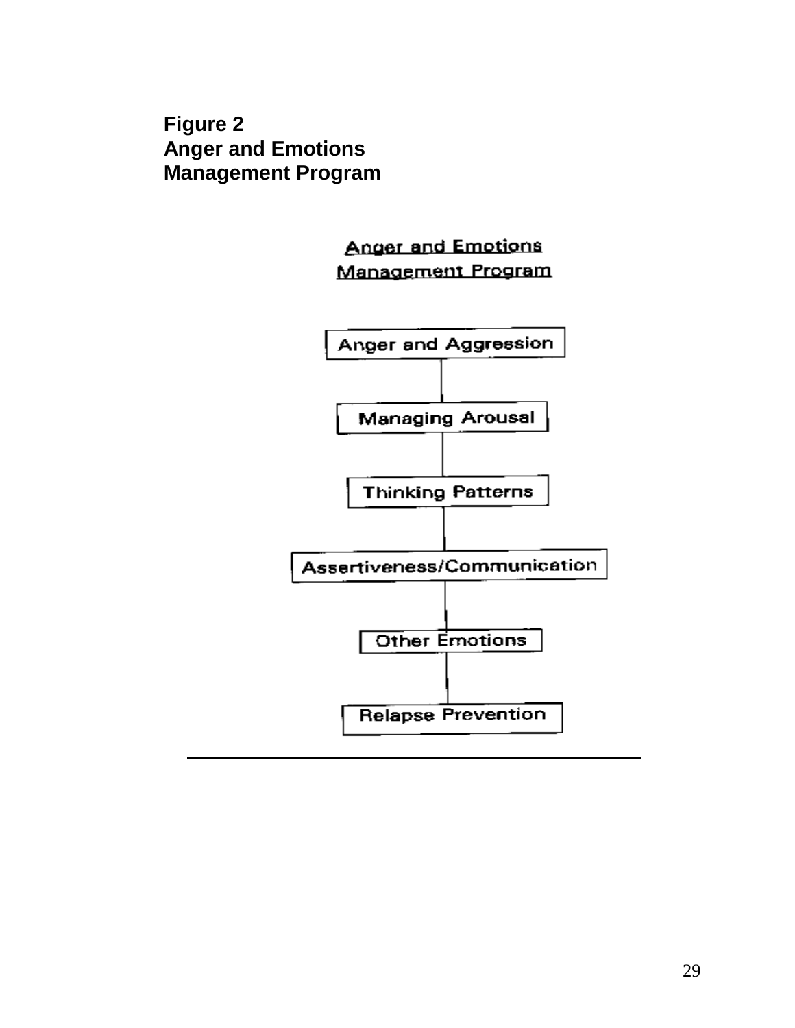**Figure 2**
**Anger and Emotions**
**Management Program**

Anger and Emotions
Management Program

Anger and Aggression

Managing Arousal

Thinking Patterns

Assertiveness/Communication

Other Emotions

Relapse Prevention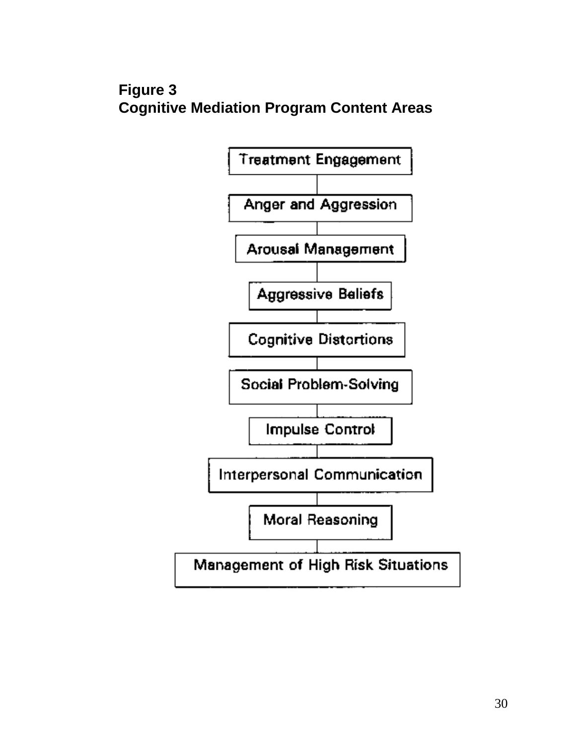**Figure 3**
**Cognitive Mediation Program Content Areas**

- Treatment Engagement
- Anger and Aggression
- Arousal Management
- Aggressive Beliefs
- Cognitive Distortions
- Social Problem-Solving
- Impulse Control
- Interpersonal Communication
- Moral Reasoning
- Management of High Risk Situations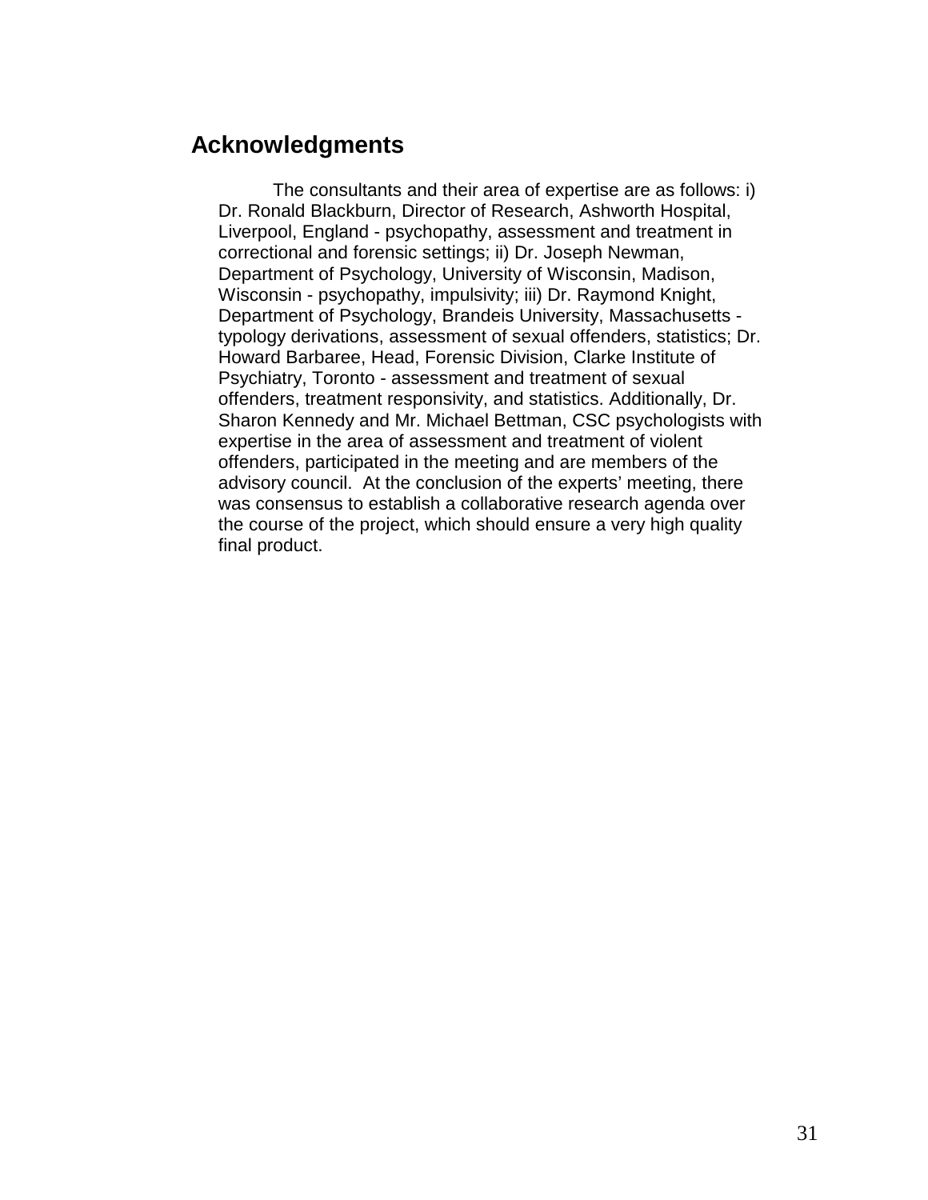## Acknowledgments

The consultants and their area of expertise are as follows: i) Dr. Ronald Blackburn, Director of Research, Ashworth Hospital, Liverpool, England - psychopathy, assessment and treatment in correctional and forensic settings; ii) Dr. Joseph Newman, Department of Psychology, University of Wisconsin, Madison, Wisconsin - psychopathy, impulsivity; iii) Dr. Raymond Knight, Department of Psychology, Brandeis University, Massachusetts - typology derivations, assessment of sexual offenders, statistics; Dr. Howard Barbaree, Head, Forensic Division, Clarke Institute of Psychiatry, Toronto - assessment and treatment of sexual offenders, treatment responsivity, and statistics. Additionally, Dr. Sharon Kennedy and Mr. Michael Bettman, CSC psychologists with expertise in the area of assessment and treatment of violent offenders, participated in the meeting and are members of the advisory council. At the conclusion of the experts' meeting, there was consensus to establish a collaborative research agenda over the course of the project, which should ensure a very high quality final product.